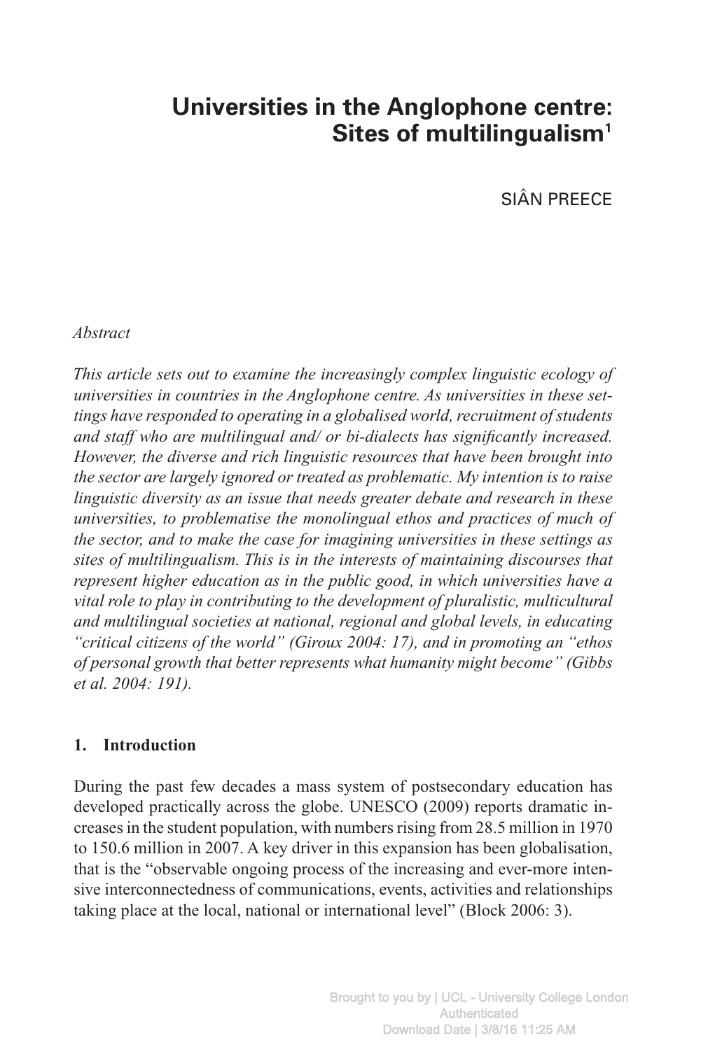# Universities in the Anglophone centre: Sites of multilingualism[1]

SIÂN PREECE

*Abstract*

*This article sets out to examine the increasingly complex linguistic ecology of universities in countries in the Anglophone centre. As universities in these settings have responded to operating in a globalised world, recruitment of students and staff who are multilingual and/ or bi-dialects has significantly increased. However, the diverse and rich linguistic resources that have been brought into the sector are largely ignored or treated as problematic. My intention is to raise linguistic diversity as an issue that needs greater debate and research in these universities, to problematise the monolingual ethos and practices of much of the sector, and to make the case for imagining universities in these settings as sites of multilingualism. This is in the interests of maintaining discourses that represent higher education as in the public good, in which universities have a vital role to play in contributing to the development of pluralistic, multicultural and multilingual societies at national, regional and global levels, in educating "critical citizens of the world" (Giroux 2004: 17), and in promoting an "ethos of personal growth that better represents what humanity might become" (Gibbs et al. 2004: 191).*

## 1. Introduction

During the past few decades a mass system of postsecondary education has developed practically across the globe. UNESCO (2009) reports dramatic increases in the student population, with numbers rising from 28.5 million in 1970 to 150.6 million in 2007. A key driver in this expansion has been globalisation, that is the "observable ongoing process of the increasing and ever-more intensive interconnectedness of communications, events, activities and relationships taking place at the local, national or international level" (Block 2006: 3).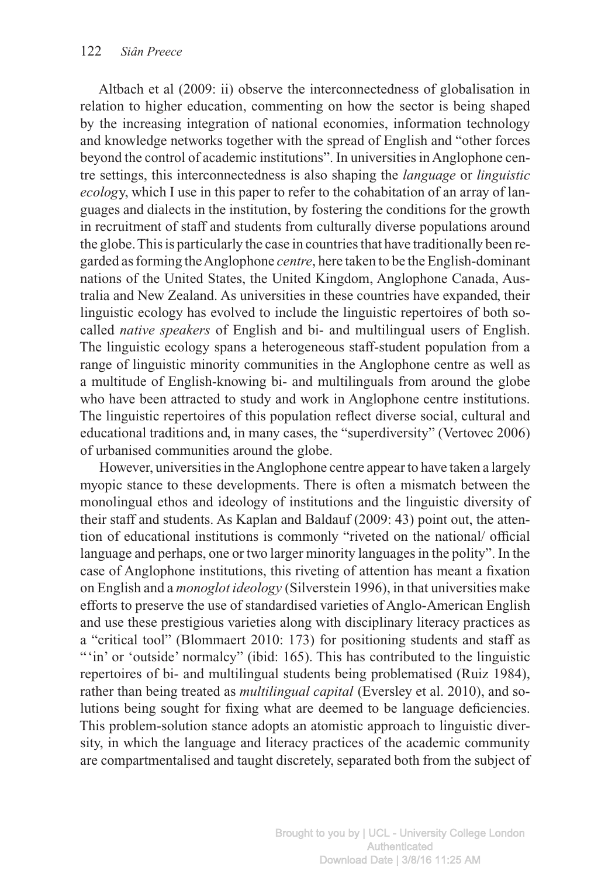Altbach et al (2009: ii) observe the interconnectedness of globalisation in relation to higher education, commenting on how the sector is being shaped by the increasing integration of national economies, information technology and knowledge networks together with the spread of English and "other forces beyond the control of academic institutions". In universities in Anglophone centre settings, this interconnectedness is also shaping the *language* or *linguistic ecology*, which I use in this paper to refer to the cohabitation of an array of languages and dialects in the institution, by fostering the conditions for the growth in recruitment of staff and students from culturally diverse populations around the globe. This is particularly the case in countries that have traditionally been regarded as forming the Anglophone *centre*, here taken to be the English-dominant nations of the United States, the United Kingdom, Anglophone Canada, Australia and New Zealand. As universities in these countries have expanded, their linguistic ecology has evolved to include the linguistic repertoires of both so-called *native speakers* of English and bi- and multilingual users of English. The linguistic ecology spans a heterogeneous staff-student population from a range of linguistic minority communities in the Anglophone centre as well as a multitude of English-knowing bi- and multilinguals from around the globe who have been attracted to study and work in Anglophone centre institutions. The linguistic repertoires of this population reflect diverse social, cultural and educational traditions and, in many cases, the "superdiversity" (Vertovec 2006) of urbanised communities around the globe.

However, universities in the Anglophone centre appear to have taken a largely myopic stance to these developments. There is often a mismatch between the monolingual ethos and ideology of institutions and the linguistic diversity of their staff and students. As Kaplan and Baldauf (2009: 43) point out, the attention of educational institutions is commonly "riveted on the national/ official language and perhaps, one or two larger minority languages in the polity". In the case of Anglophone institutions, this riveting of attention has meant a fixation on English and a *monoglot ideology* (Silverstein 1996), in that universities make efforts to preserve the use of standardised varieties of Anglo-American English and use these prestigious varieties along with disciplinary literacy practices as a "critical tool" (Blommaert 2010: 173) for positioning students and staff as "'in' or 'outside' normalcy" (ibid: 165). This has contributed to the linguistic repertoires of bi- and multilingual students being problematised (Ruiz 1984), rather than being treated as *multilingual capital* (Eversley et al. 2010), and solutions being sought for fixing what are deemed to be language deficiencies. This problem-solution stance adopts an atomistic approach to linguistic diversity, in which the language and literacy practices of the academic community are compartmentalised and taught discretely, separated both from the subject of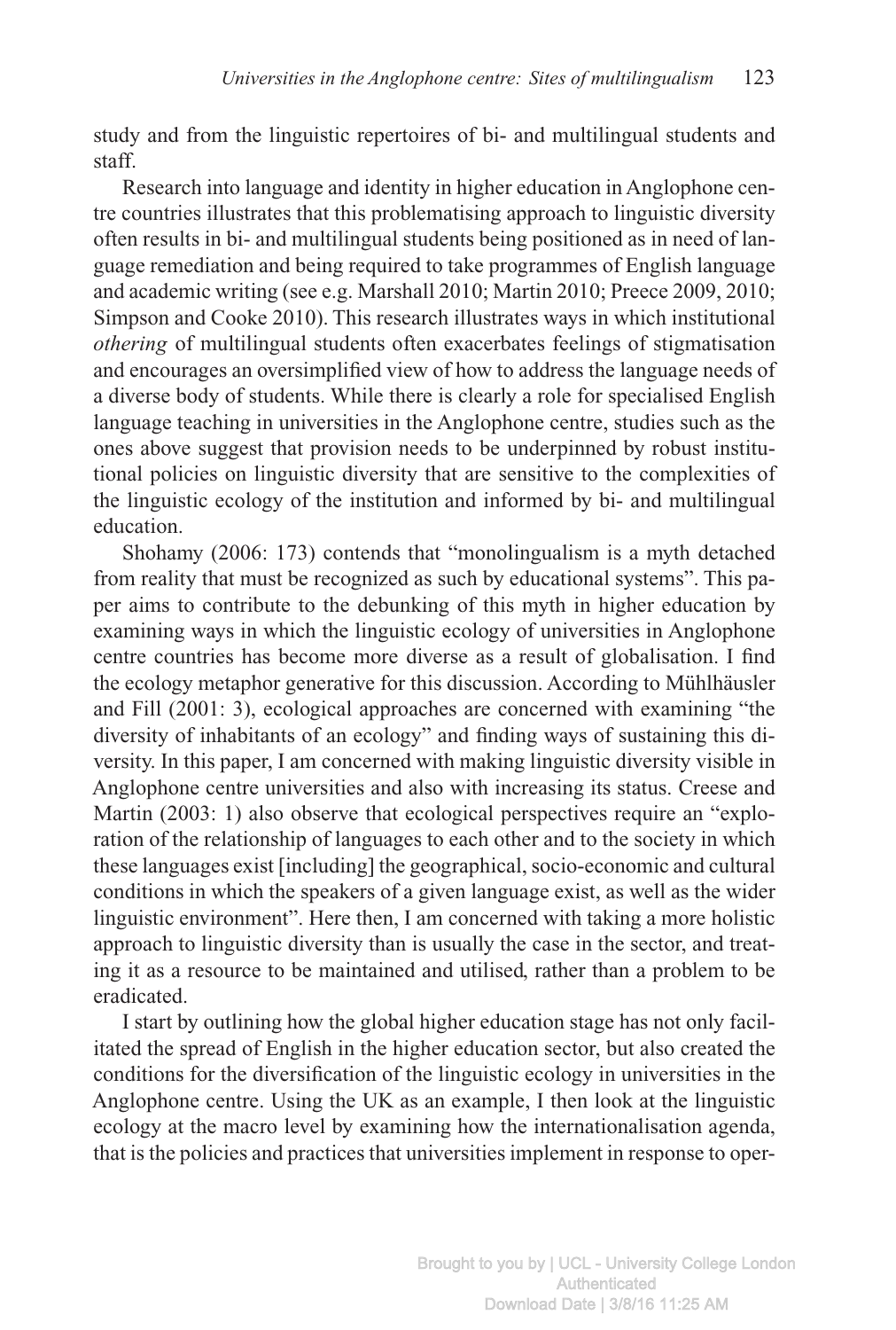study and from the linguistic repertoires of bi- and multilingual students and staff.

Research into language and identity in higher education in Anglophone centre countries illustrates that this problematising approach to linguistic diversity often results in bi- and multilingual students being positioned as in need of language remediation and being required to take programmes of English language and academic writing (see e.g. Marshall 2010; Martin 2010; Preece 2009, 2010; Simpson and Cooke 2010). This research illustrates ways in which institutional *othering* of multilingual students often exacerbates feelings of stigmatisation and encourages an oversimplified view of how to address the language needs of a diverse body of students. While there is clearly a role for specialised English language teaching in universities in the Anglophone centre, studies such as the ones above suggest that provision needs to be underpinned by robust institutional policies on linguistic diversity that are sensitive to the complexities of the linguistic ecology of the institution and informed by bi- and multilingual education.

Shohamy (2006: 173) contends that "monolingualism is a myth detached from reality that must be recognized as such by educational systems". This paper aims to contribute to the debunking of this myth in higher education by examining ways in which the linguistic ecology of universities in Anglophone centre countries has become more diverse as a result of globalisation. I find the ecology metaphor generative for this discussion. According to Mühlhäusler and Fill (2001: 3), ecological approaches are concerned with examining "the diversity of inhabitants of an ecology" and finding ways of sustaining this diversity. In this paper, I am concerned with making linguistic diversity visible in Anglophone centre universities and also with increasing its status. Creese and Martin (2003: 1) also observe that ecological perspectives require an "exploration of the relationship of languages to each other and to the society in which these languages exist [including] the geographical, socio-economic and cultural conditions in which the speakers of a given language exist, as well as the wider linguistic environment". Here then, I am concerned with taking a more holistic approach to linguistic diversity than is usually the case in the sector, and treating it as a resource to be maintained and utilised, rather than a problem to be eradicated.

I start by outlining how the global higher education stage has not only facilitated the spread of English in the higher education sector, but also created the conditions for the diversification of the linguistic ecology in universities in the Anglophone centre. Using the UK as an example, I then look at the linguistic ecology at the macro level by examining how the internationalisation agenda, that is the policies and practices that universities implement in response to oper-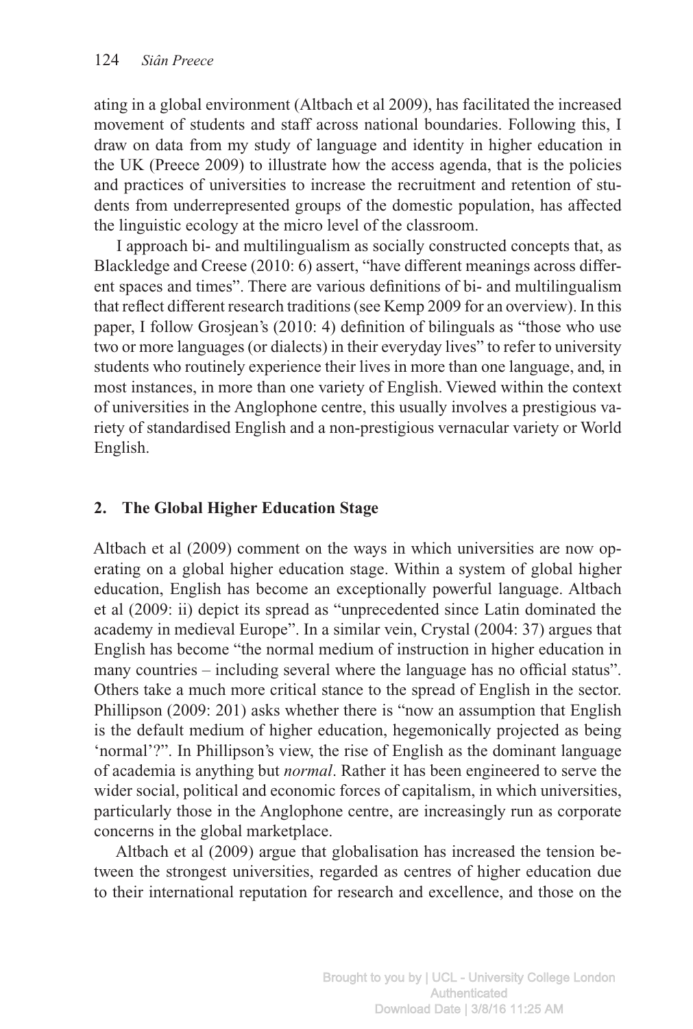ating in a global environment (Altbach et al 2009), has facilitated the increased movement of students and staff across national boundaries. Following this, I draw on data from my study of language and identity in higher education in the UK (Preece 2009) to illustrate how the access agenda, that is the policies and practices of universities to increase the recruitment and retention of students from underrepresented groups of the domestic population, has affected the linguistic ecology at the micro level of the classroom.

I approach bi- and multilingualism as socially constructed concepts that, as Blackledge and Creese (2010: 6) assert, "have different meanings across different spaces and times". There are various definitions of bi- and multilingualism that reflect different research traditions (see Kemp 2009 for an overview). In this paper, I follow Grosjean's (2010: 4) definition of bilinguals as "those who use two or more languages (or dialects) in their everyday lives" to refer to university students who routinely experience their lives in more than one language, and, in most instances, in more than one variety of English. Viewed within the context of universities in the Anglophone centre, this usually involves a prestigious variety of standardised English and a non-prestigious vernacular variety or World English.

## 2. The Global Higher Education Stage

Altbach et al (2009) comment on the ways in which universities are now operating on a global higher education stage. Within a system of global higher education, English has become an exceptionally powerful language. Altbach et al (2009: ii) depict its spread as "unprecedented since Latin dominated the academy in medieval Europe". In a similar vein, Crystal (2004: 37) argues that English has become "the normal medium of instruction in higher education in many countries – including several where the language has no official status". Others take a much more critical stance to the spread of English in the sector. Phillipson (2009: 201) asks whether there is "now an assumption that English is the default medium of higher education, hegemonically projected as being 'normal'?". In Phillipson's view, the rise of English as the dominant language of academia is anything but *normal*. Rather it has been engineered to serve the wider social, political and economic forces of capitalism, in which universities, particularly those in the Anglophone centre, are increasingly run as corporate concerns in the global marketplace.

Altbach et al (2009) argue that globalisation has increased the tension between the strongest universities, regarded as centres of higher education due to their international reputation for research and excellence, and those on the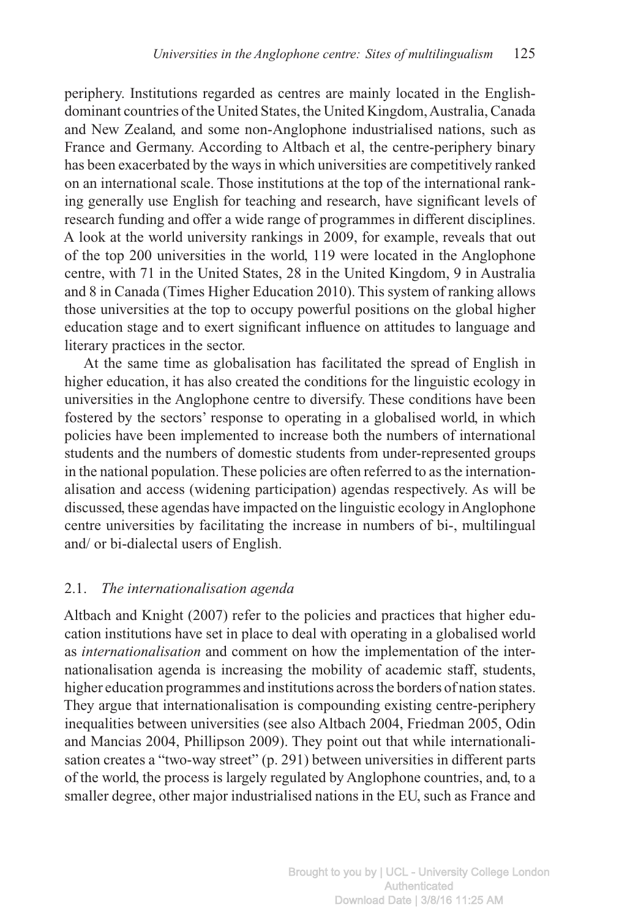periphery. Institutions regarded as centres are mainly located in the English-dominant countries of the United States, the United Kingdom, Australia, Canada and New Zealand, and some non-Anglophone industrialised nations, such as France and Germany. According to Altbach et al, the centre-periphery binary has been exacerbated by the ways in which universities are competitively ranked on an international scale. Those institutions at the top of the international ranking generally use English for teaching and research, have significant levels of research funding and offer a wide range of programmes in different disciplines. A look at the world university rankings in 2009, for example, reveals that out of the top 200 universities in the world, 119 were located in the Anglophone centre, with 71 in the United States, 28 in the United Kingdom, 9 in Australia and 8 in Canada (Times Higher Education 2010). This system of ranking allows those universities at the top to occupy powerful positions on the global higher education stage and to exert significant influence on attitudes to language and literary practices in the sector.

At the same time as globalisation has facilitated the spread of English in higher education, it has also created the conditions for the linguistic ecology in universities in the Anglophone centre to diversify. These conditions have been fostered by the sectors' response to operating in a globalised world, in which policies have been implemented to increase both the numbers of international students and the numbers of domestic students from under-represented groups in the national population. These policies are often referred to as the internationalisation and access (widening participation) agendas respectively. As will be discussed, these agendas have impacted on the linguistic ecology in Anglophone centre universities by facilitating the increase in numbers of bi-, multilingual and/ or bi-dialectal users of English.

## 2.1. *The internationalisation agenda*

Altbach and Knight (2007) refer to the policies and practices that higher education institutions have set in place to deal with operating in a globalised world as *internationalisation* and comment on how the implementation of the internationalisation agenda is increasing the mobility of academic staff, students, higher education programmes and institutions across the borders of nation states. They argue that internationalisation is compounding existing centre-periphery inequalities between universities (see also Altbach 2004, Friedman 2005, Odin and Mancias 2004, Phillipson 2009). They point out that while internationalisation creates a "two-way street" (p. 291) between universities in different parts of the world, the process is largely regulated by Anglophone countries, and, to a smaller degree, other major industrialised nations in the EU, such as France and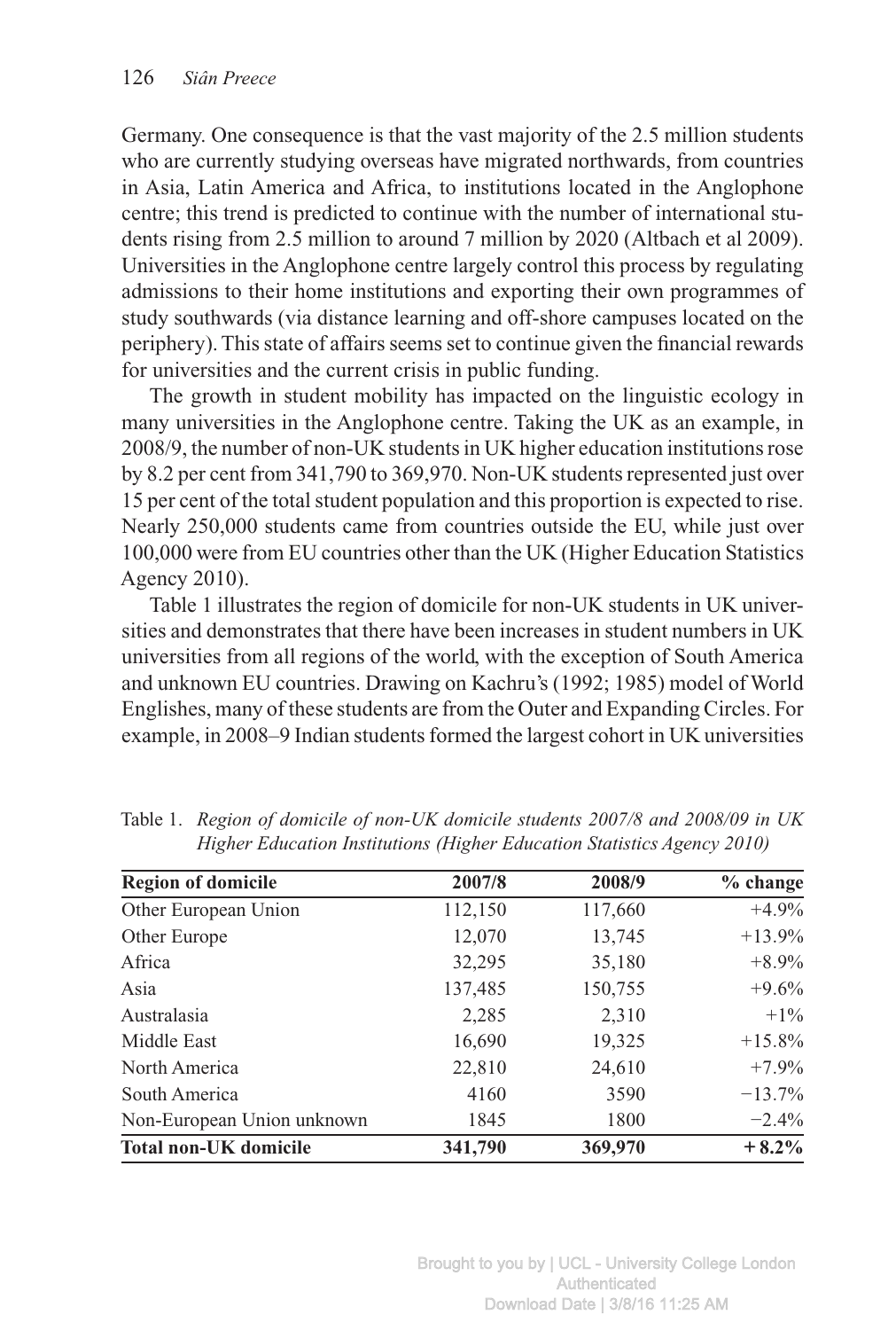Germany. One consequence is that the vast majority of the 2.5 million students who are currently studying overseas have migrated northwards, from countries in Asia, Latin America and Africa, to institutions located in the Anglophone centre; this trend is predicted to continue with the number of international students rising from 2.5 million to around 7 million by 2020 (Altbach et al 2009). Universities in the Anglophone centre largely control this process by regulating admissions to their home institutions and exporting their own programmes of study southwards (via distance learning and off-shore campuses located on the periphery). This state of affairs seems set to continue given the financial rewards for universities and the current crisis in public funding.

The growth in student mobility has impacted on the linguistic ecology in many universities in the Anglophone centre. Taking the UK as an example, in 2008/9, the number of non-UK students in UK higher education institutions rose by 8.2 per cent from 341,790 to 369,970. Non-UK students represented just over 15 per cent of the total student population and this proportion is expected to rise. Nearly 250,000 students came from countries outside the EU, while just over 100,000 were from EU countries other than the UK (Higher Education Statistics Agency 2010).

Table 1 illustrates the region of domicile for non-UK students in UK universities and demonstrates that there have been increases in student numbers in UK universities from all regions of the world, with the exception of South America and unknown EU countries. Drawing on Kachru's (1992; 1985) model of World Englishes, many of these students are from the Outer and Expanding Circles. For example, in 2008–9 Indian students formed the largest cohort in UK universities

Table 1. *Region of domicile of non-UK domicile students 2007/8 and 2008/09 in UK Higher Education Institutions (Higher Education Statistics Agency 2010)*

| Region of domicile | 2007/8 | 2008/9 | % change |
|---|---|---|---|
| Other European Union | 112,150 | 117,660 | +4.9% |
| Other Europe | 12,070 | 13,745 | +13.9% |
| Africa | 32,295 | 35,180 | +8.9% |
| Asia | 137,485 | 150,755 | +9.6% |
| Australasia | 2,285 | 2,310 | +1% |
| Middle East | 16,690 | 19,325 | +15.8% |
| North America | 22,810 | 24,610 | +7.9% |
| South America | 4160 | 3590 | −13.7% |
| Non-European Union unknown | 1845 | 1800 | −2.4% |
| **Total non-UK domicile** | **341,790** | **369,970** | **+ 8.2%** |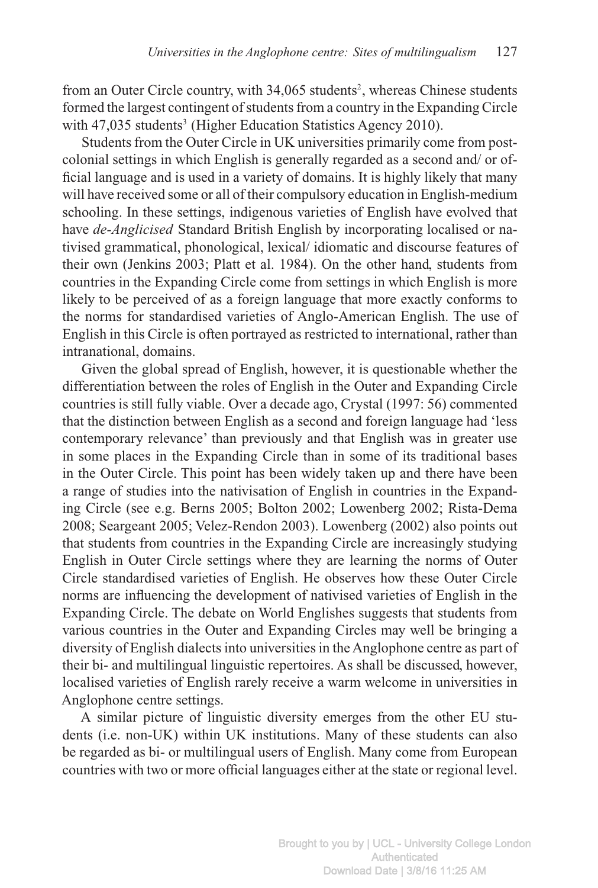from an Outer Circle country, with 34,065 students[2], whereas Chinese students formed the largest contingent of students from a country in the Expanding Circle with 47,035 students[3] (Higher Education Statistics Agency 2010).

Students from the Outer Circle in UK universities primarily come from post-colonial settings in which English is generally regarded as a second and/ or official language and is used in a variety of domains. It is highly likely that many will have received some or all of their compulsory education in English-medium schooling. In these settings, indigenous varieties of English have evolved that have *de-Anglicised* Standard British English by incorporating localised or nativised grammatical, phonological, lexical/ idiomatic and discourse features of their own (Jenkins 2003; Platt et al. 1984). On the other hand, students from countries in the Expanding Circle come from settings in which English is more likely to be perceived of as a foreign language that more exactly conforms to the norms for standardised varieties of Anglo-American English. The use of English in this Circle is often portrayed as restricted to international, rather than intranational, domains.

Given the global spread of English, however, it is questionable whether the differentiation between the roles of English in the Outer and Expanding Circle countries is still fully viable. Over a decade ago, Crystal (1997: 56) commented that the distinction between English as a second and foreign language had 'less contemporary relevance' than previously and that English was in greater use in some places in the Expanding Circle than in some of its traditional bases in the Outer Circle. This point has been widely taken up and there have been a range of studies into the nativisation of English in countries in the Expanding Circle (see e.g. Berns 2005; Bolton 2002; Lowenberg 2002; Rista-Dema 2008; Seargeant 2005; Velez-Rendon 2003). Lowenberg (2002) also points out that students from countries in the Expanding Circle are increasingly studying English in Outer Circle settings where they are learning the norms of Outer Circle standardised varieties of English. He observes how these Outer Circle norms are influencing the development of nativised varieties of English in the Expanding Circle. The debate on World Englishes suggests that students from various countries in the Outer and Expanding Circles may well be bringing a diversity of English dialects into universities in the Anglophone centre as part of their bi- and multilingual linguistic repertoires. As shall be discussed, however, localised varieties of English rarely receive a warm welcome in universities in Anglophone centre settings.

A similar picture of linguistic diversity emerges from the other EU students (i.e. non-UK) within UK institutions. Many of these students can also be regarded as bi- or multilingual users of English. Many come from European countries with two or more official languages either at the state or regional level.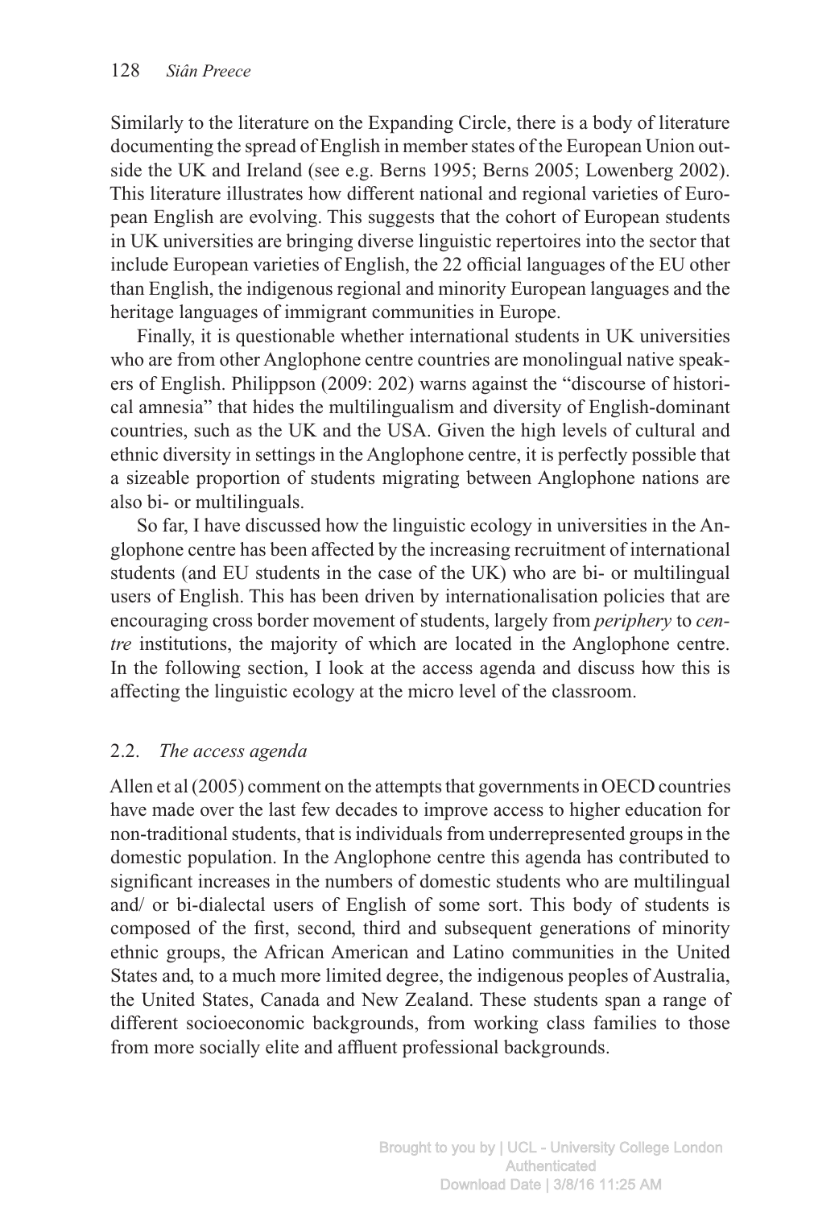Similarly to the literature on the Expanding Circle, there is a body of literature documenting the spread of English in member states of the European Union outside the UK and Ireland (see e.g. Berns 1995; Berns 2005; Lowenberg 2002). This literature illustrates how different national and regional varieties of European English are evolving. This suggests that the cohort of European students in UK universities are bringing diverse linguistic repertoires into the sector that include European varieties of English, the 22 official languages of the EU other than English, the indigenous regional and minority European languages and the heritage languages of immigrant communities in Europe.

Finally, it is questionable whether international students in UK universities who are from other Anglophone centre countries are monolingual native speakers of English. Philippson (2009: 202) warns against the "discourse of historical amnesia" that hides the multilingualism and diversity of English-dominant countries, such as the UK and the USA. Given the high levels of cultural and ethnic diversity in settings in the Anglophone centre, it is perfectly possible that a sizeable proportion of students migrating between Anglophone nations are also bi- or multilinguals.

So far, I have discussed how the linguistic ecology in universities in the Anglophone centre has been affected by the increasing recruitment of international students (and EU students in the case of the UK) who are bi- or multilingual users of English. This has been driven by internationalisation policies that are encouraging cross border movement of students, largely from *periphery* to *centre* institutions, the majority of which are located in the Anglophone centre. In the following section, I look at the access agenda and discuss how this is affecting the linguistic ecology at the micro level of the classroom.

### 2.2. *The access agenda*

Allen et al (2005) comment on the attempts that governments in OECD countries have made over the last few decades to improve access to higher education for non-traditional students, that is individuals from underrepresented groups in the domestic population. In the Anglophone centre this agenda has contributed to significant increases in the numbers of domestic students who are multilingual and/ or bi-dialectal users of English of some sort. This body of students is composed of the first, second, third and subsequent generations of minority ethnic groups, the African American and Latino communities in the United States and, to a much more limited degree, the indigenous peoples of Australia, the United States, Canada and New Zealand. These students span a range of different socioeconomic backgrounds, from working class families to those from more socially elite and affluent professional backgrounds.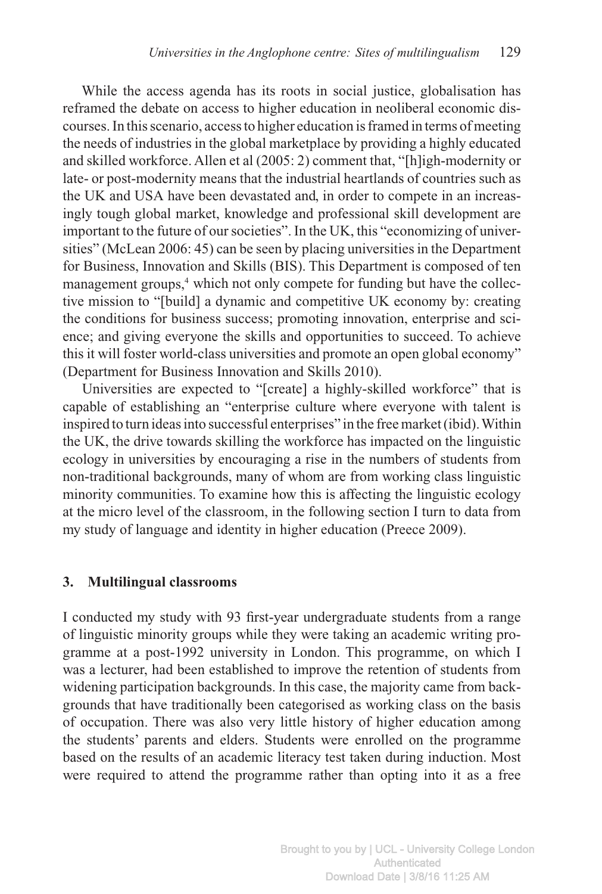While the access agenda has its roots in social justice, globalisation has reframed the debate on access to higher education in neoliberal economic discourses. In this scenario, access to higher education is framed in terms of meeting the needs of industries in the global marketplace by providing a highly educated and skilled workforce. Allen et al (2005: 2) comment that, "[h]igh-modernity or late- or post-modernity means that the industrial heartlands of countries such as the UK and USA have been devastated and, in order to compete in an increasingly tough global market, knowledge and professional skill development are important to the future of our societies". In the UK, this "economizing of universities" (McLean 2006: 45) can be seen by placing universities in the Department for Business, Innovation and Skills (BIS). This Department is composed of ten management groups,[4] which not only compete for funding but have the collective mission to "[build] a dynamic and competitive UK economy by: creating the conditions for business success; promoting innovation, enterprise and science; and giving everyone the skills and opportunities to succeed. To achieve this it will foster world-class universities and promote an open global economy" (Department for Business Innovation and Skills 2010).

Universities are expected to "[create] a highly-skilled workforce" that is capable of establishing an "enterprise culture where everyone with talent is inspired to turn ideas into successful enterprises" in the free market (ibid). Within the UK, the drive towards skilling the workforce has impacted on the linguistic ecology in universities by encouraging a rise in the numbers of students from non-traditional backgrounds, many of whom are from working class linguistic minority communities. To examine how this is affecting the linguistic ecology at the micro level of the classroom, in the following section I turn to data from my study of language and identity in higher education (Preece 2009).

## 3. Multilingual classrooms

I conducted my study with 93 first-year undergraduate students from a range of linguistic minority groups while they were taking an academic writing programme at a post-1992 university in London. This programme, on which I was a lecturer, had been established to improve the retention of students from widening participation backgrounds. In this case, the majority came from backgrounds that have traditionally been categorised as working class on the basis of occupation. There was also very little history of higher education among the students' parents and elders. Students were enrolled on the programme based on the results of an academic literacy test taken during induction. Most were required to attend the programme rather than opting into it as a free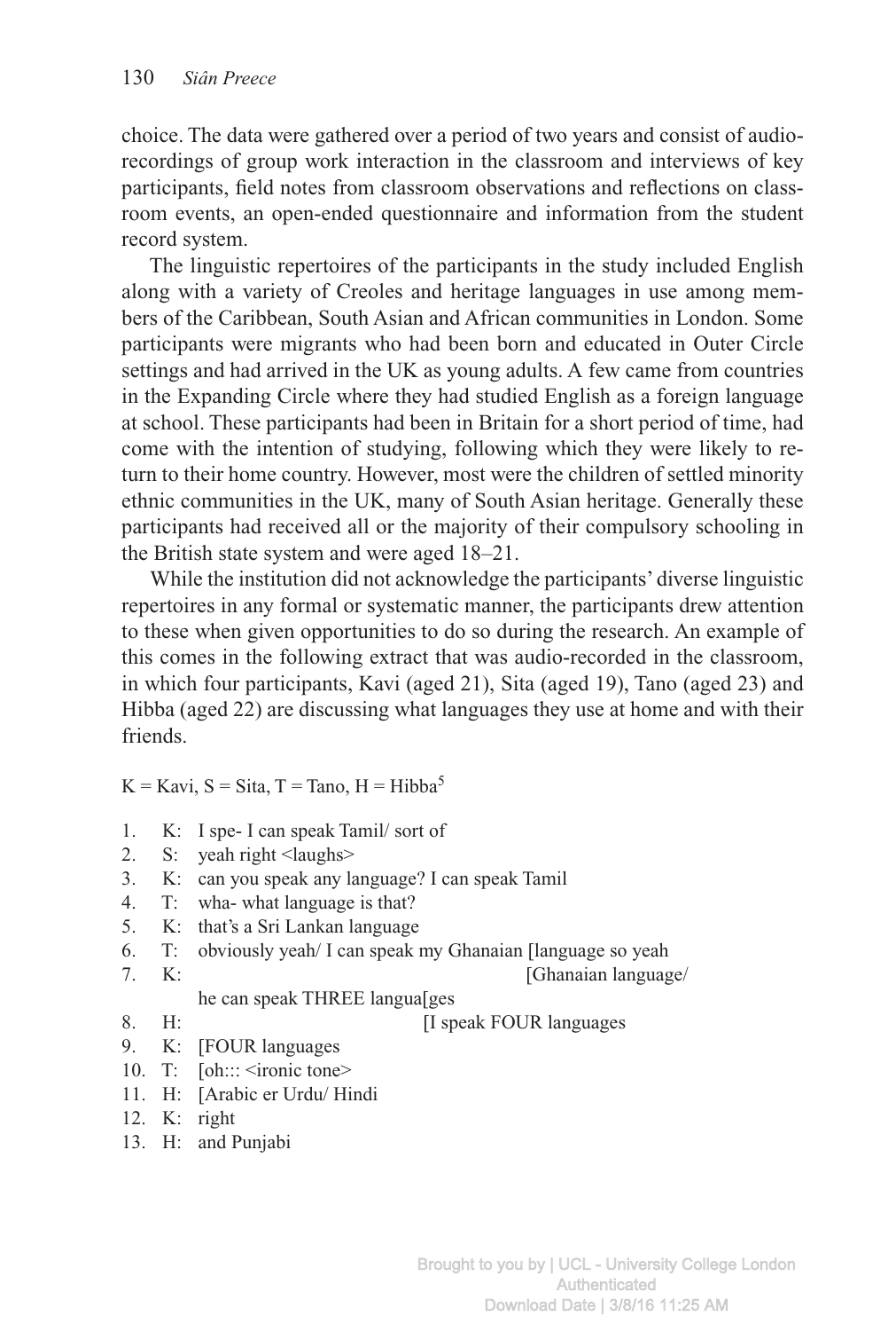choice. The data were gathered over a period of two years and consist of audio-recordings of group work interaction in the classroom and interviews of key participants, field notes from classroom observations and reflections on classroom events, an open-ended questionnaire and information from the student record system.

The linguistic repertoires of the participants in the study included English along with a variety of Creoles and heritage languages in use among members of the Caribbean, South Asian and African communities in London. Some participants were migrants who had been born and educated in Outer Circle settings and had arrived in the UK as young adults. A few came from countries in the Expanding Circle where they had studied English as a foreign language at school. These participants had been in Britain for a short period of time, had come with the intention of studying, following which they were likely to return to their home country. However, most were the children of settled minority ethnic communities in the UK, many of South Asian heritage. Generally these participants had received all or the majority of their compulsory schooling in the British state system and were aged 18–21.

While the institution did not acknowledge the participants' diverse linguistic repertoires in any formal or systematic manner, the participants drew attention to these when given opportunities to do so during the research. An example of this comes in the following extract that was audio-recorded in the classroom, in which four participants, Kavi (aged 21), Sita (aged 19), Tano (aged 23) and Hibba (aged 22) are discussing what languages they use at home and with their friends.

K = Kavi, S = Sita, T = Tano, H = Hibba[5]

1. K: I spe- I can speak Tamil/ sort of
2. S: yeah right <laughs>
3. K: can you speak any language? I can speak Tamil
4. T: wha- what language is that?
5. K: that's a Sri Lankan language
6. T: obviously yeah/ I can speak my Ghanaian [language so yeah
7. K: [Ghanaian language/ he can speak THREE langua[ges
8. H: [I speak FOUR languages
9. K: [FOUR languages
10. T: [oh::: <ironic tone>
11. H: [Arabic er Urdu/ Hindi
12. K: right
13. H: and Punjabi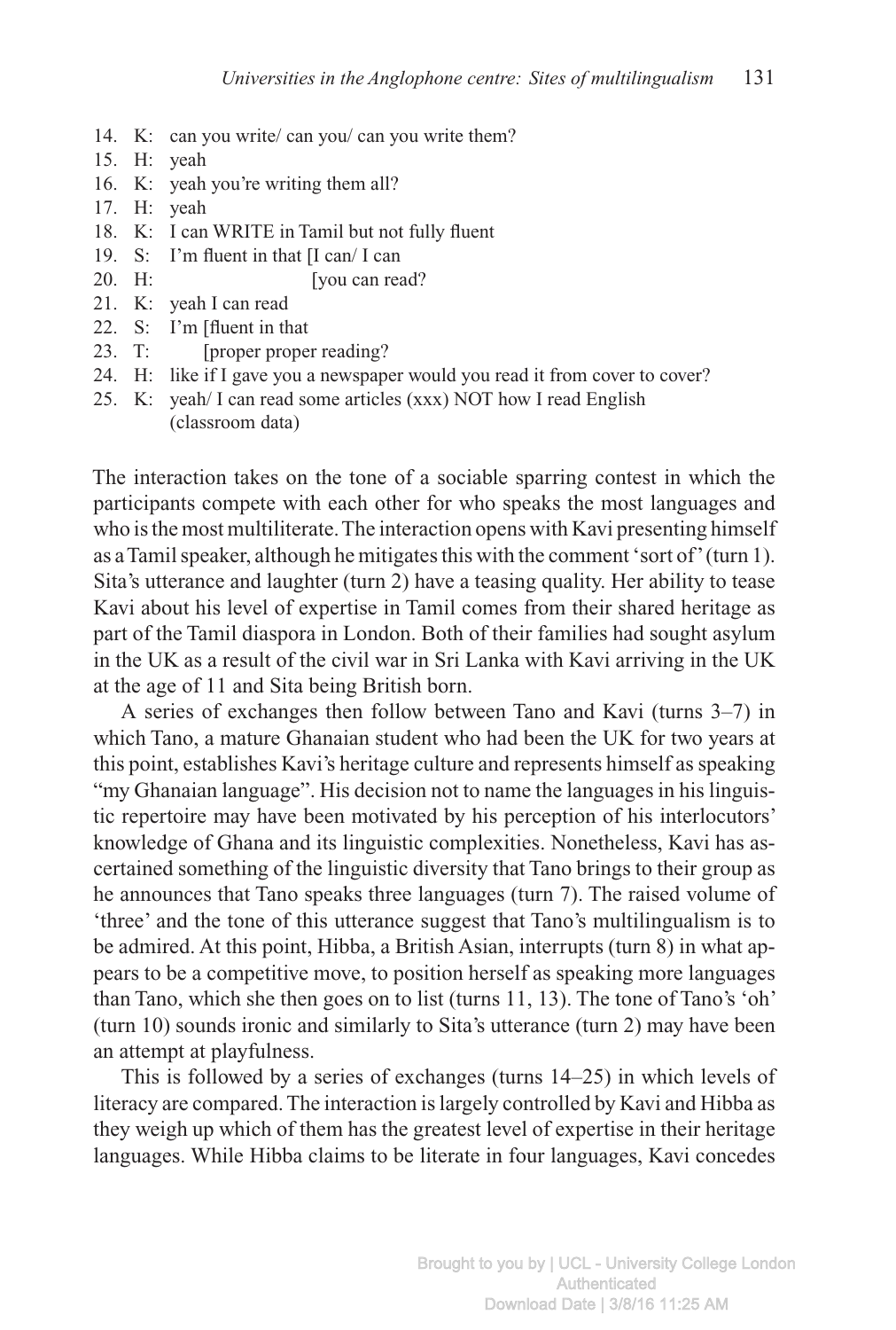14. K: can you write/ can you/ can you write them?
15. H: yeah
16. K: yeah you're writing them all?
17. H: yeah
18. K: I can WRITE in Tamil but not fully fluent
19. S: I'm fluent in that [I can/ I can
20. H: [you can read?
21. K: yeah I can read
22. S: I'm [fluent in that
23. T: [proper proper reading?
24. H: like if I gave you a newspaper would you read it from cover to cover?
25. K: yeah/ I can read some articles (xxx) NOT how I read English
(classroom data)

The interaction takes on the tone of a sociable sparring contest in which the participants compete with each other for who speaks the most languages and who is the most multiliterate. The interaction opens with Kavi presenting himself as a Tamil speaker, although he mitigates this with the comment 'sort of' (turn 1). Sita's utterance and laughter (turn 2) have a teasing quality. Her ability to tease Kavi about his level of expertise in Tamil comes from their shared heritage as part of the Tamil diaspora in London. Both of their families had sought asylum in the UK as a result of the civil war in Sri Lanka with Kavi arriving in the UK at the age of 11 and Sita being British born.

A series of exchanges then follow between Tano and Kavi (turns 3–7) in which Tano, a mature Ghanaian student who had been the UK for two years at this point, establishes Kavi's heritage culture and represents himself as speaking "my Ghanaian language". His decision not to name the languages in his linguistic repertoire may have been motivated by his perception of his interlocutors' knowledge of Ghana and its linguistic complexities. Nonetheless, Kavi has ascertained something of the linguistic diversity that Tano brings to their group as he announces that Tano speaks three languages (turn 7). The raised volume of 'three' and the tone of this utterance suggest that Tano's multilingualism is to be admired. At this point, Hibba, a British Asian, interrupts (turn 8) in what appears to be a competitive move, to position herself as speaking more languages than Tano, which she then goes on to list (turns 11, 13). The tone of Tano's 'oh' (turn 10) sounds ironic and similarly to Sita's utterance (turn 2) may have been an attempt at playfulness.

This is followed by a series of exchanges (turns 14–25) in which levels of literacy are compared. The interaction is largely controlled by Kavi and Hibba as they weigh up which of them has the greatest level of expertise in their heritage languages. While Hibba claims to be literate in four languages, Kavi concedes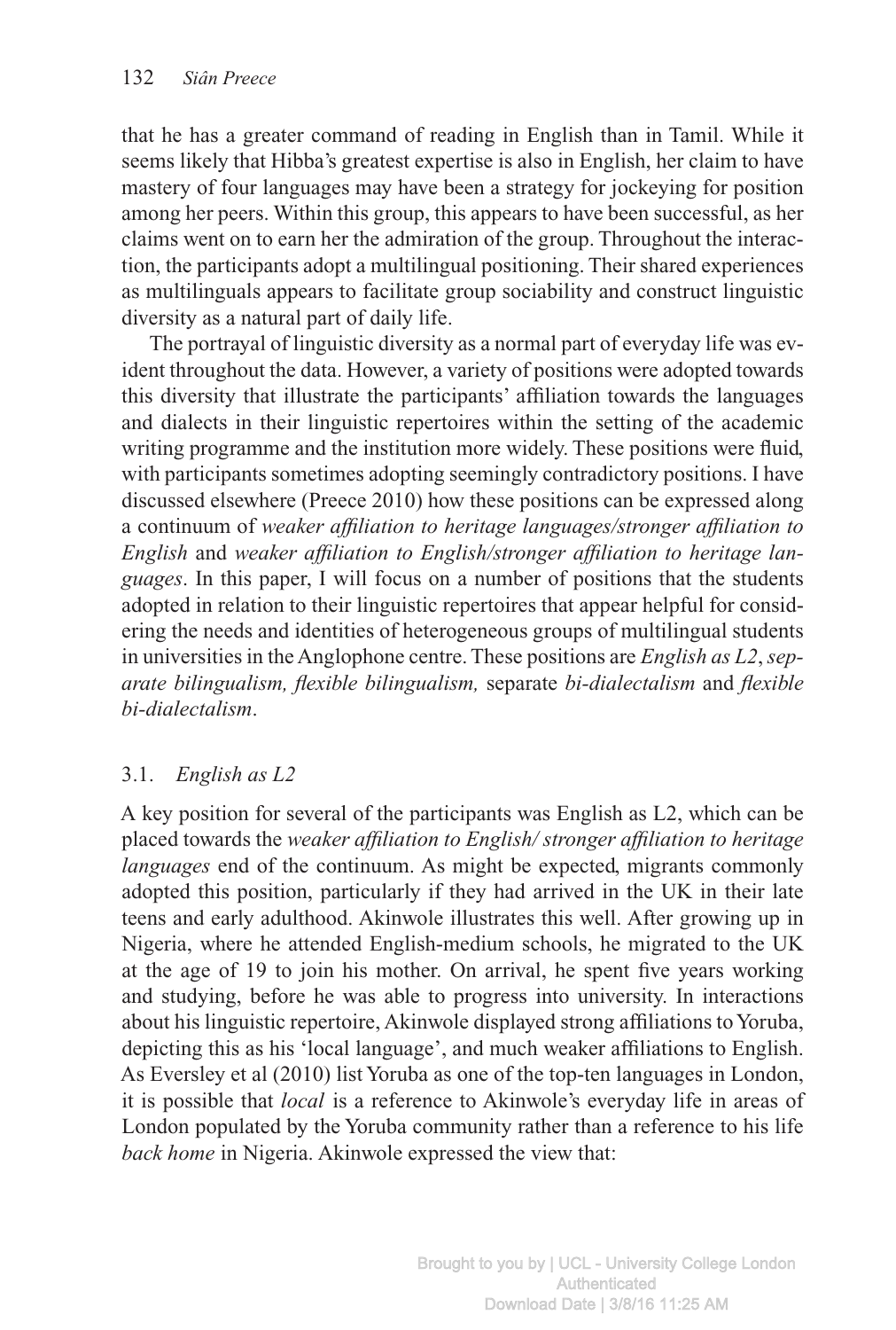that he has a greater command of reading in English than in Tamil. While it seems likely that Hibba's greatest expertise is also in English, her claim to have mastery of four languages may have been a strategy for jockeying for position among her peers. Within this group, this appears to have been successful, as her claims went on to earn her the admiration of the group. Throughout the interaction, the participants adopt a multilingual positioning. Their shared experiences as multilinguals appears to facilitate group sociability and construct linguistic diversity as a natural part of daily life.

The portrayal of linguistic diversity as a normal part of everyday life was evident throughout the data. However, a variety of positions were adopted towards this diversity that illustrate the participants' affiliation towards the languages and dialects in their linguistic repertoires within the setting of the academic writing programme and the institution more widely. These positions were fluid, with participants sometimes adopting seemingly contradictory positions. I have discussed elsewhere (Preece 2010) how these positions can be expressed along a continuum of *weaker affiliation to heritage languages/stronger affiliation to English* and *weaker affiliation to English/stronger affiliation to heritage languages*. In this paper, I will focus on a number of positions that the students adopted in relation to their linguistic repertoires that appear helpful for considering the needs and identities of heterogeneous groups of multilingual students in universities in the Anglophone centre. These positions are *English as L2*, *separate bilingualism, flexible bilingualism,* separate *bi-dialectalism* and *flexible bi-dialectalism*.

### 3.1. *English as L2*

A key position for several of the participants was English as L2, which can be placed towards the *weaker affiliation to English/ stronger affiliation to heritage languages* end of the continuum. As might be expected, migrants commonly adopted this position, particularly if they had arrived in the UK in their late teens and early adulthood. Akinwole illustrates this well. After growing up in Nigeria, where he attended English-medium schools, he migrated to the UK at the age of 19 to join his mother. On arrival, he spent five years working and studying, before he was able to progress into university. In interactions about his linguistic repertoire, Akinwole displayed strong affiliations to Yoruba, depicting this as his 'local language', and much weaker affiliations to English. As Eversley et al (2010) list Yoruba as one of the top-ten languages in London, it is possible that *local* is a reference to Akinwole's everyday life in areas of London populated by the Yoruba community rather than a reference to his life *back home* in Nigeria. Akinwole expressed the view that: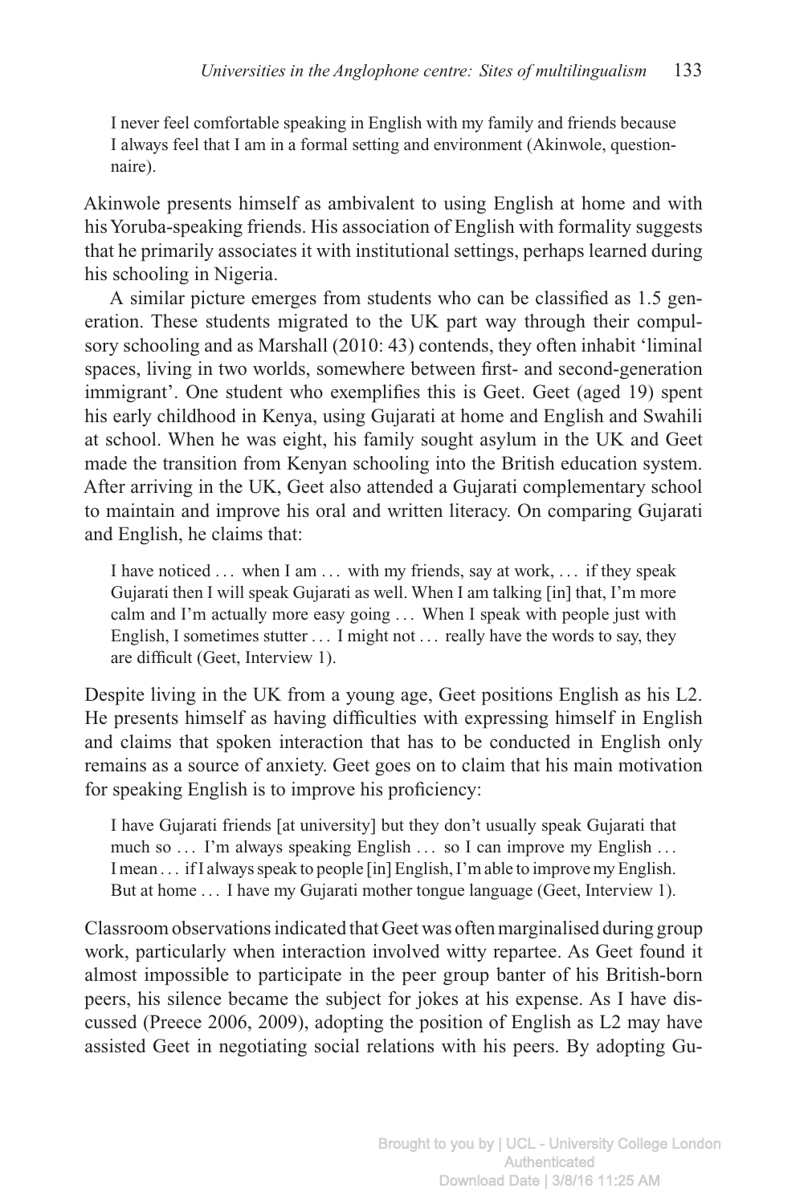> I never feel comfortable speaking in English with my family and friends because I always feel that I am in a formal setting and environment (Akinwole, questionnaire).

Akinwole presents himself as ambivalent to using English at home and with his Yoruba-speaking friends. His association of English with formality suggests that he primarily associates it with institutional settings, perhaps learned during his schooling in Nigeria.

A similar picture emerges from students who can be classified as 1.5 generation. These students migrated to the UK part way through their compulsory schooling and as Marshall (2010: 43) contends, they often inhabit 'liminal spaces, living in two worlds, somewhere between first- and second-generation immigrant'. One student who exemplifies this is Geet. Geet (aged 19) spent his early childhood in Kenya, using Gujarati at home and English and Swahili at school. When he was eight, his family sought asylum in the UK and Geet made the transition from Kenyan schooling into the British education system. After arriving in the UK, Geet also attended a Gujarati complementary school to maintain and improve his oral and written literacy. On comparing Gujarati and English, he claims that:

> I have noticed … when I am … with my friends, say at work, … if they speak Gujarati then I will speak Gujarati as well. When I am talking [in] that, I'm more calm and I'm actually more easy going … When I speak with people just with English, I sometimes stutter … I might not … really have the words to say, they are difficult (Geet, Interview 1).

Despite living in the UK from a young age, Geet positions English as his L2. He presents himself as having difficulties with expressing himself in English and claims that spoken interaction that has to be conducted in English only remains as a source of anxiety. Geet goes on to claim that his main motivation for speaking English is to improve his proficiency:

> I have Gujarati friends [at university] but they don't usually speak Gujarati that much so … I'm always speaking English … so I can improve my English … I mean … if I always speak to people [in] English, I'm able to improve my English. But at home … I have my Gujarati mother tongue language (Geet, Interview 1).

Classroom observations indicated that Geet was often marginalised during group work, particularly when interaction involved witty repartee. As Geet found it almost impossible to participate in the peer group banter of his British-born peers, his silence became the subject for jokes at his expense. As I have discussed (Preece 2006, 2009), adopting the position of English as L2 may have assisted Geet in negotiating social relations with his peers. By adopting Gu-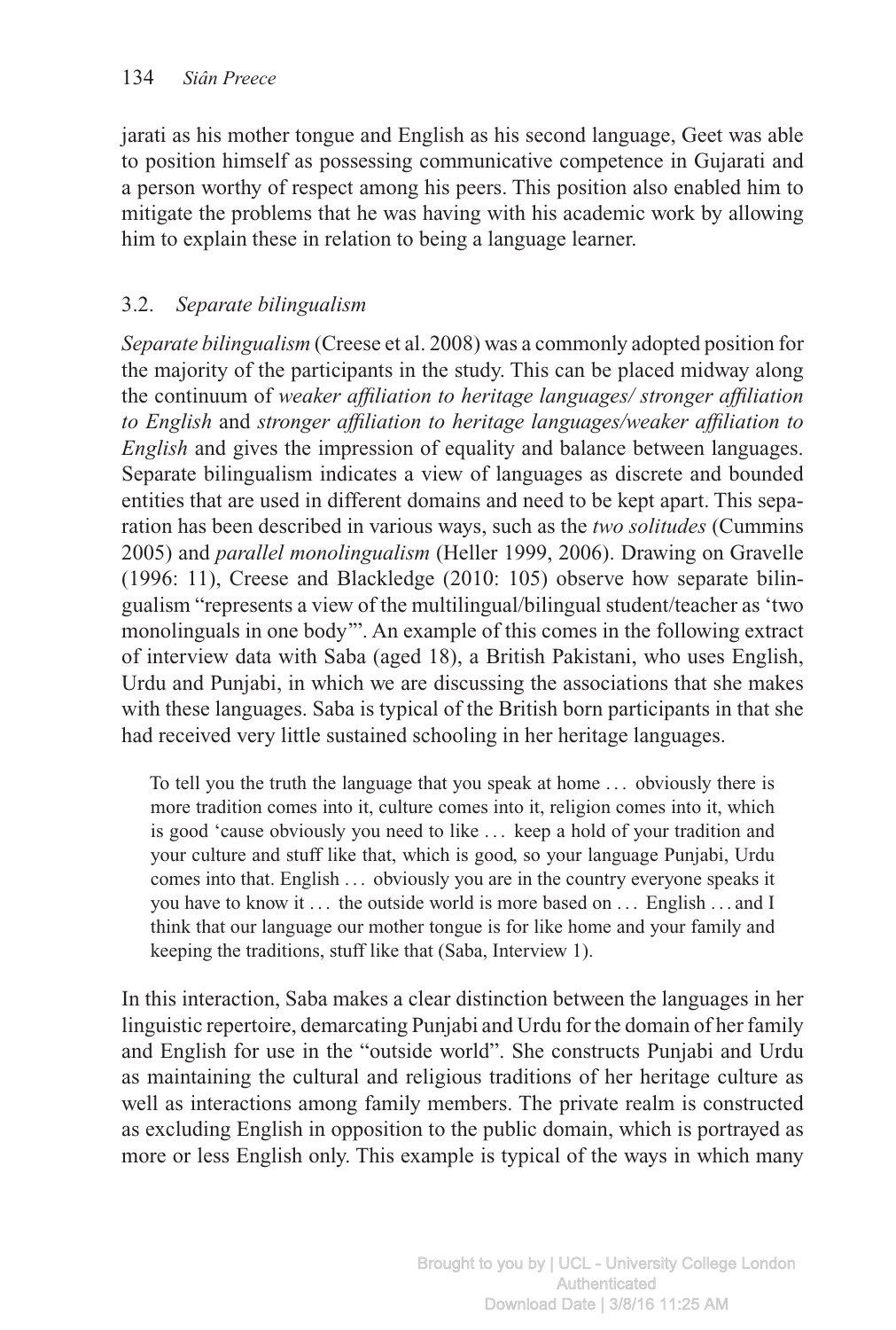jarati as his mother tongue and English as his second language, Geet was able to position himself as possessing communicative competence in Gujarati and a person worthy of respect among his peers. This position also enabled him to mitigate the problems that he was having with his academic work by allowing him to explain these in relation to being a language learner.

### 3.2. *Separate bilingualism*

*Separate bilingualism* (Creese et al. 2008) was a commonly adopted position for the majority of the participants in the study. This can be placed midway along the continuum of *weaker affiliation to heritage languages/ stronger affiliation to English* and *stronger affiliation to heritage languages/weaker affiliation to English* and gives the impression of equality and balance between languages. Separate bilingualism indicates a view of languages as discrete and bounded entities that are used in different domains and need to be kept apart. This separation has been described in various ways, such as the *two solitudes* (Cummins 2005) and *parallel monolingualism* (Heller 1999, 2006). Drawing on Gravelle (1996: 11), Creese and Blackledge (2010: 105) observe how separate bilingualism "represents a view of the multilingual/bilingual student/teacher as 'two monolinguals in one body'". An example of this comes in the following extract of interview data with Saba (aged 18), a British Pakistani, who uses English, Urdu and Punjabi, in which we are discussing the associations that she makes with these languages. Saba is typical of the British born participants in that she had received very little sustained schooling in her heritage languages.

> To tell you the truth the language that you speak at home … obviously there is more tradition comes into it, culture comes into it, religion comes into it, which is good 'cause obviously you need to like … keep a hold of your tradition and your culture and stuff like that, which is good, so your language Punjabi, Urdu comes into that. English … obviously you are in the country everyone speaks it you have to know it … the outside world is more based on … English … and I think that our language our mother tongue is for like home and your family and keeping the traditions, stuff like that (Saba, Interview 1).

In this interaction, Saba makes a clear distinction between the languages in her linguistic repertoire, demarcating Punjabi and Urdu for the domain of her family and English for use in the "outside world". She constructs Punjabi and Urdu as maintaining the cultural and religious traditions of her heritage culture as well as interactions among family members. The private realm is constructed as excluding English in opposition to the public domain, which is portrayed as more or less English only. This example is typical of the ways in which many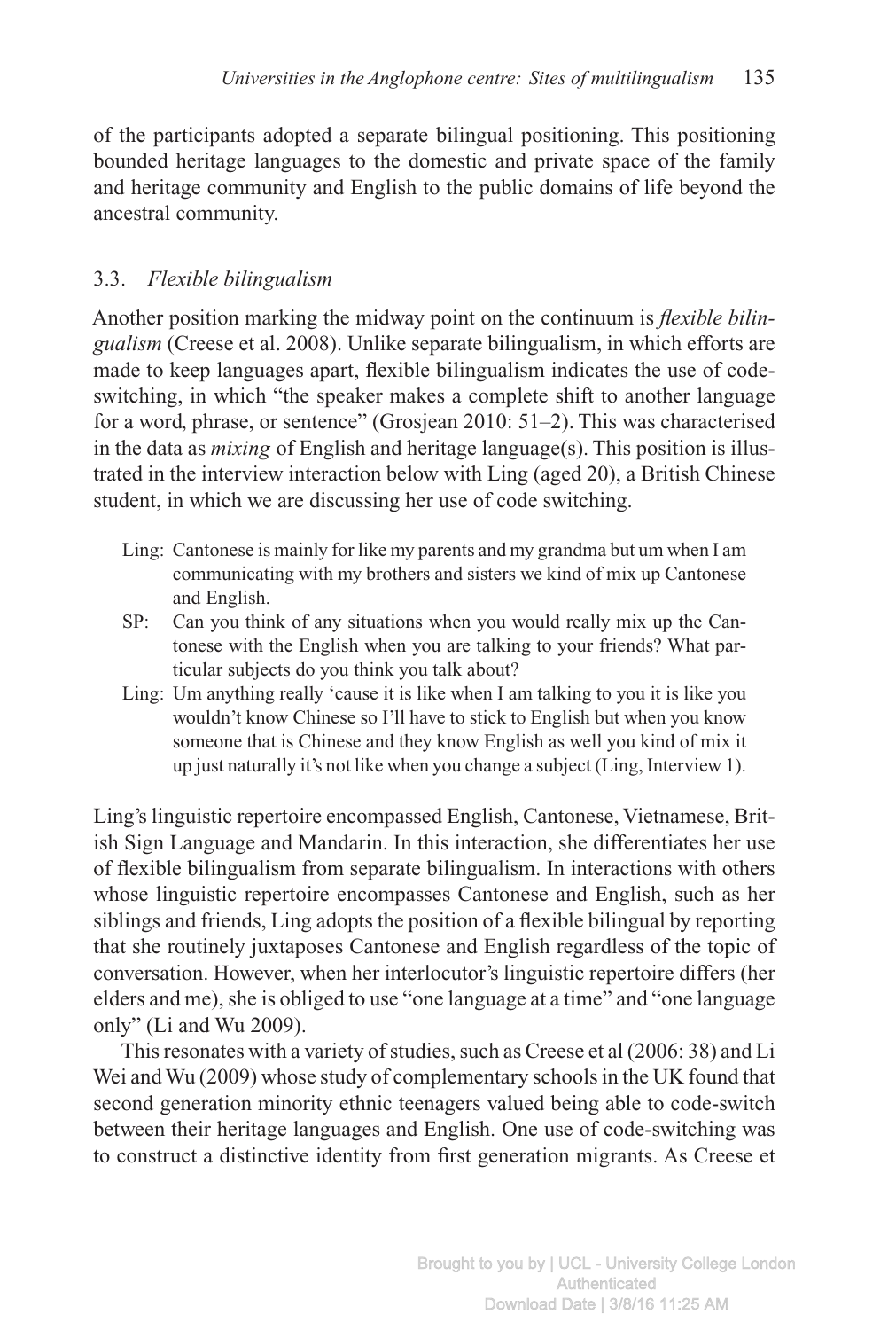of the participants adopted a separate bilingual positioning. This positioning bounded heritage languages to the domestic and private space of the family and heritage community and English to the public domains of life beyond the ancestral community.

### 3.3. *Flexible bilingualism*

Another position marking the midway point on the continuum is *flexible bilingualism* (Creese et al. 2008). Unlike separate bilingualism, in which efforts are made to keep languages apart, flexible bilingualism indicates the use of code-switching, in which "the speaker makes a complete shift to another language for a word, phrase, or sentence" (Grosjean 2010: 51–2). This was characterised in the data as *mixing* of English and heritage language(s). This position is illustrated in the interview interaction below with Ling (aged 20), a British Chinese student, in which we are discussing her use of code switching.

> Ling: Cantonese is mainly for like my parents and my grandma but um when I am communicating with my brothers and sisters we kind of mix up Cantonese and English.
>
> SP: Can you think of any situations when you would really mix up the Cantonese with the English when you are talking to your friends? What particular subjects do you think you talk about?
>
> Ling: Um anything really 'cause it is like when I am talking to you it is like you wouldn't know Chinese so I'll have to stick to English but when you know someone that is Chinese and they know English as well you kind of mix it up just naturally it's not like when you change a subject (Ling, Interview 1).

Ling's linguistic repertoire encompassed English, Cantonese, Vietnamese, British Sign Language and Mandarin. In this interaction, she differentiates her use of flexible bilingualism from separate bilingualism. In interactions with others whose linguistic repertoire encompasses Cantonese and English, such as her siblings and friends, Ling adopts the position of a flexible bilingual by reporting that she routinely juxtaposes Cantonese and English regardless of the topic of conversation. However, when her interlocutor's linguistic repertoire differs (her elders and me), she is obliged to use "one language at a time" and "one language only" (Li and Wu 2009).

This resonates with a variety of studies, such as Creese et al (2006: 38) and Li Wei and Wu (2009) whose study of complementary schools in the UK found that second generation minority ethnic teenagers valued being able to code-switch between their heritage languages and English. One use of code-switching was to construct a distinctive identity from first generation migrants. As Creese et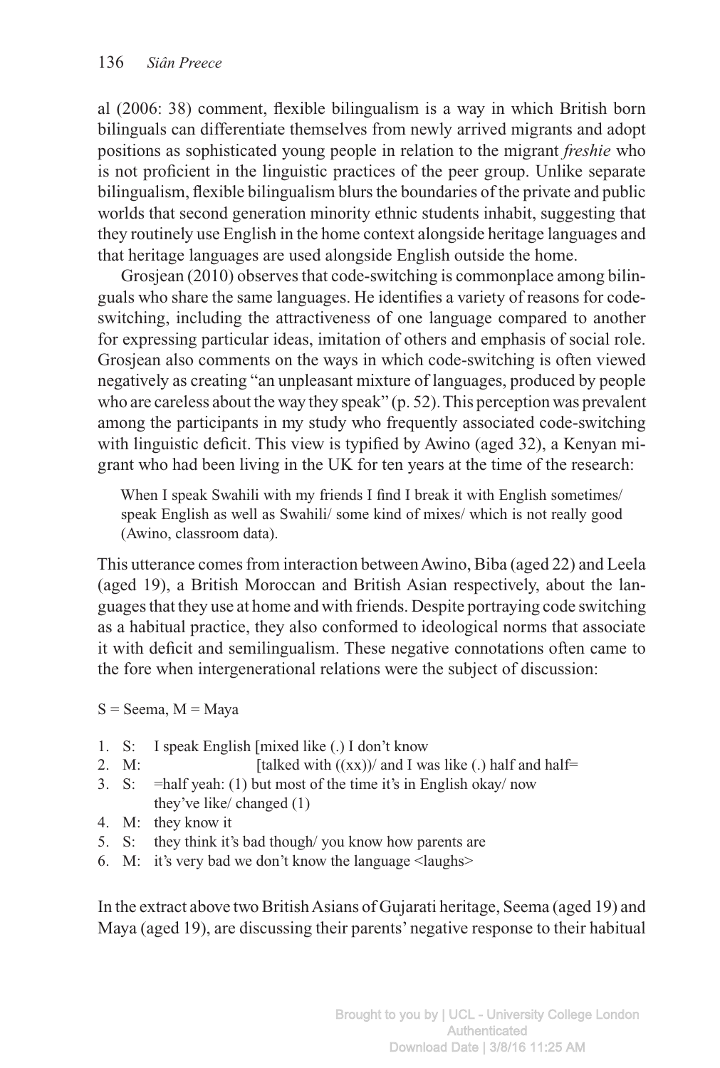al (2006: 38) comment, flexible bilingualism is a way in which British born bilinguals can differentiate themselves from newly arrived migrants and adopt positions as sophisticated young people in relation to the migrant *freshie* who is not proficient in the linguistic practices of the peer group. Unlike separate bilingualism, flexible bilingualism blurs the boundaries of the private and public worlds that second generation minority ethnic students inhabit, suggesting that they routinely use English in the home context alongside heritage languages and that heritage languages are used alongside English outside the home.

Grosjean (2010) observes that code-switching is commonplace among bilinguals who share the same languages. He identifies a variety of reasons for code-switching, including the attractiveness of one language compared to another for expressing particular ideas, imitation of others and emphasis of social role. Grosjean also comments on the ways in which code-switching is often viewed negatively as creating "an unpleasant mixture of languages, produced by people who are careless about the way they speak" (p. 52). This perception was prevalent among the participants in my study who frequently associated code-switching with linguistic deficit. This view is typified by Awino (aged 32), a Kenyan migrant who had been living in the UK for ten years at the time of the research:

> When I speak Swahili with my friends I find I break it with English sometimes/ speak English as well as Swahili/ some kind of mixes/ which is not really good (Awino, classroom data).

This utterance comes from interaction between Awino, Biba (aged 22) and Leela (aged 19), a British Moroccan and British Asian respectively, about the languages that they use at home and with friends. Despite portraying code switching as a habitual practice, they also conformed to ideological norms that associate it with deficit and semilingualism. These negative connotations often came to the fore when intergenerational relations were the subject of discussion:

S = Seema, M = Maya

1. S: I speak English [mixed like (.) I don't know
2. M: [talked with ((xx))/ and I was like (.) half and half=
3. S: =half yeah: (1) but most of the time it's in English okay/ now they've like/ changed (1)
4. M: they know it
5. S: they think it's bad though/ you know how parents are
6. M: it's very bad we don't know the language <laughs>

In the extract above two British Asians of Gujarati heritage, Seema (aged 19) and Maya (aged 19), are discussing their parents' negative response to their habitual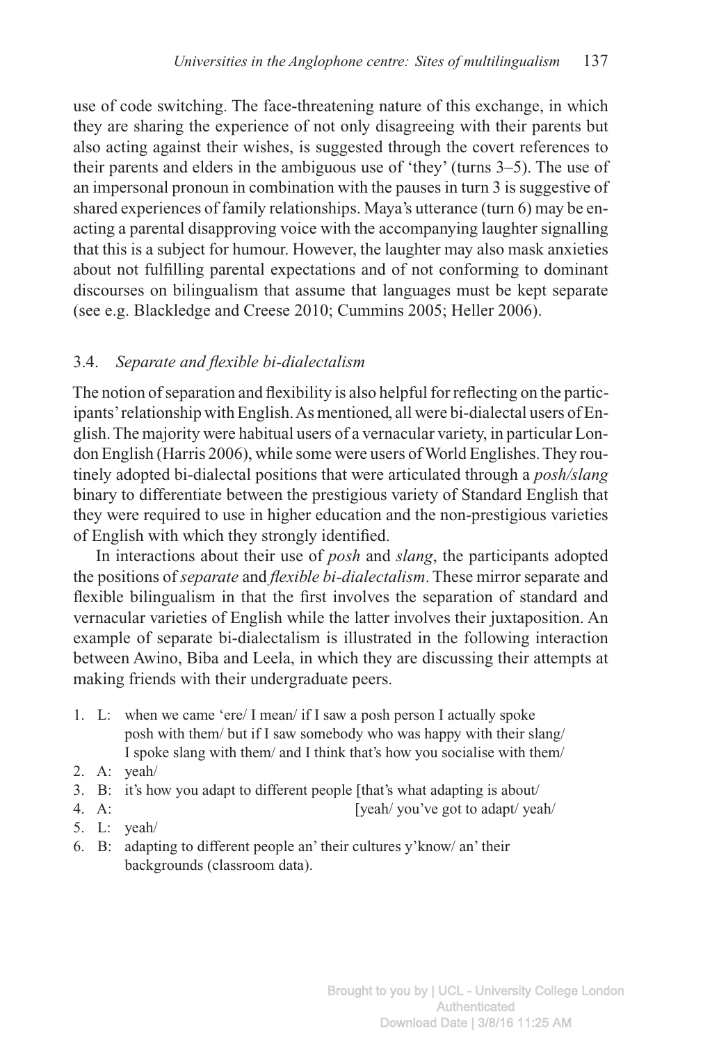use of code switching. The face-threatening nature of this exchange, in which they are sharing the experience of not only disagreeing with their parents but also acting against their wishes, is suggested through the covert references to their parents and elders in the ambiguous use of 'they' (turns 3–5). The use of an impersonal pronoun in combination with the pauses in turn 3 is suggestive of shared experiences of family relationships. Maya's utterance (turn 6) may be enacting a parental disapproving voice with the accompanying laughter signalling that this is a subject for humour. However, the laughter may also mask anxieties about not fulfilling parental expectations and of not conforming to dominant discourses on bilingualism that assume that languages must be kept separate (see e.g. Blackledge and Creese 2010; Cummins 2005; Heller 2006).

### 3.4. *Separate and flexible bi-dialectalism*

The notion of separation and flexibility is also helpful for reflecting on the participants' relationship with English. As mentioned, all were bi-dialectal users of English. The majority were habitual users of a vernacular variety, in particular London English (Harris 2006), while some were users of World Englishes. They routinely adopted bi-dialectal positions that were articulated through a *posh/slang* binary to differentiate between the prestigious variety of Standard English that they were required to use in higher education and the non-prestigious varieties of English with which they strongly identified.

In interactions about their use of *posh* and *slang*, the participants adopted the positions of *separate* and *flexible bi-dialectalism*. These mirror separate and flexible bilingualism in that the first involves the separation of standard and vernacular varieties of English while the latter involves their juxtaposition. An example of separate bi-dialectalism is illustrated in the following interaction between Awino, Biba and Leela, in which they are discussing their attempts at making friends with their undergraduate peers.

1. L: when we came 'ere/ I mean/ if I saw a posh person I actually spoke posh with them/ but if I saw somebody who was happy with their slang/ I spoke slang with them/ and I think that's how you socialise with them/
2. A: yeah/
3. B: it's how you adapt to different people [that's what adapting is about/
4. A: [yeah/ you've got to adapt/ yeah/
5. L: yeah/
6. B: adapting to different people an' their cultures y'know/ an' their backgrounds (classroom data).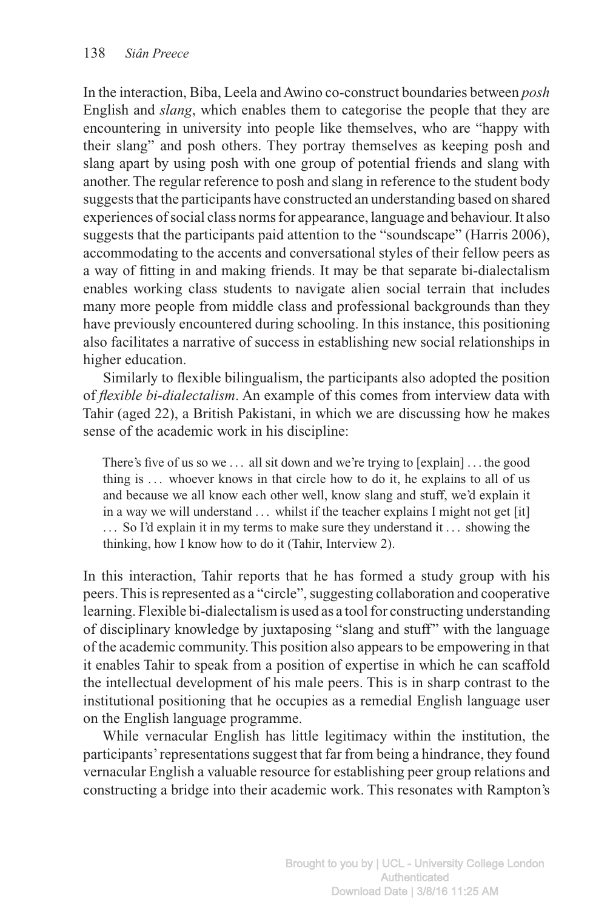In the interaction, Biba, Leela and Awino co-construct boundaries between *posh* English and *slang*, which enables them to categorise the people that they are encountering in university into people like themselves, who are "happy with their slang" and posh others. They portray themselves as keeping posh and slang apart by using posh with one group of potential friends and slang with another. The regular reference to posh and slang in reference to the student body suggests that the participants have constructed an understanding based on shared experiences of social class norms for appearance, language and behaviour. It also suggests that the participants paid attention to the "soundscape" (Harris 2006), accommodating to the accents and conversational styles of their fellow peers as a way of fitting in and making friends. It may be that separate bi-dialectalism enables working class students to navigate alien social terrain that includes many more people from middle class and professional backgrounds than they have previously encountered during schooling. In this instance, this positioning also facilitates a narrative of success in establishing new social relationships in higher education.

Similarly to flexible bilingualism, the participants also adopted the position of *flexible bi-dialectalism*. An example of this comes from interview data with Tahir (aged 22), a British Pakistani, in which we are discussing how he makes sense of the academic work in his discipline:

> There's five of us so we ... all sit down and we're trying to [explain] ... the good thing is ... whoever knows in that circle how to do it, he explains to all of us and because we all know each other well, know slang and stuff, we'd explain it in a way we will understand ... whilst if the teacher explains I might not get [it] ... So I'd explain it in my terms to make sure they understand it ... showing the thinking, how I know how to do it (Tahir, Interview 2).

In this interaction, Tahir reports that he has formed a study group with his peers. This is represented as a "circle", suggesting collaboration and cooperative learning. Flexible bi-dialectalism is used as a tool for constructing understanding of disciplinary knowledge by juxtaposing "slang and stuff" with the language of the academic community. This position also appears to be empowering in that it enables Tahir to speak from a position of expertise in which he can scaffold the intellectual development of his male peers. This is in sharp contrast to the institutional positioning that he occupies as a remedial English language user on the English language programme.

While vernacular English has little legitimacy within the institution, the participants' representations suggest that far from being a hindrance, they found vernacular English a valuable resource for establishing peer group relations and constructing a bridge into their academic work. This resonates with Rampton's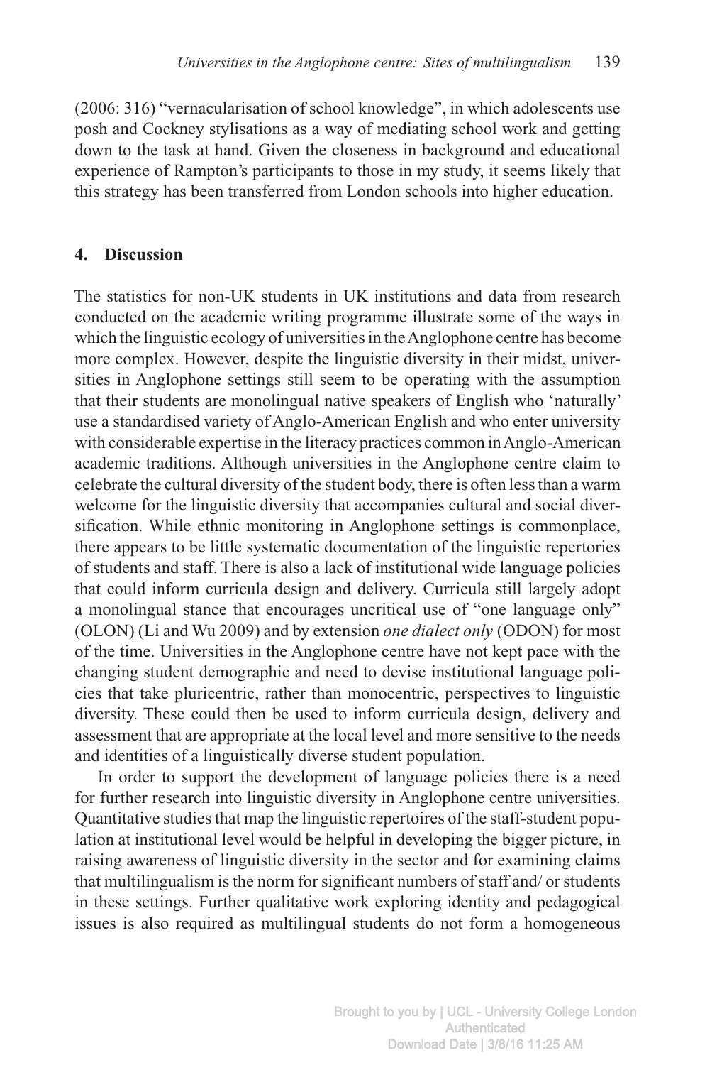(2006: 316) "vernacularisation of school knowledge", in which adolescents use posh and Cockney stylisations as a way of mediating school work and getting down to the task at hand. Given the closeness in background and educational experience of Rampton's participants to those in my study, it seems likely that this strategy has been transferred from London schools into higher education.

## 4. Discussion

The statistics for non-UK students in UK institutions and data from research conducted on the academic writing programme illustrate some of the ways in which the linguistic ecology of universities in the Anglophone centre has become more complex. However, despite the linguistic diversity in their midst, universities in Anglophone settings still seem to be operating with the assumption that their students are monolingual native speakers of English who 'naturally' use a standardised variety of Anglo-American English and who enter university with considerable expertise in the literacy practices common in Anglo-American academic traditions. Although universities in the Anglophone centre claim to celebrate the cultural diversity of the student body, there is often less than a warm welcome for the linguistic diversity that accompanies cultural and social diversification. While ethnic monitoring in Anglophone settings is commonplace, there appears to be little systematic documentation of the linguistic repertories of students and staff. There is also a lack of institutional wide language policies that could inform curricula design and delivery. Curricula still largely adopt a monolingual stance that encourages uncritical use of "one language only" (OLON) (Li and Wu 2009) and by extension *one dialect only* (ODON) for most of the time. Universities in the Anglophone centre have not kept pace with the changing student demographic and need to devise institutional language policies that take pluricentric, rather than monocentric, perspectives to linguistic diversity. These could then be used to inform curricula design, delivery and assessment that are appropriate at the local level and more sensitive to the needs and identities of a linguistically diverse student population.

In order to support the development of language policies there is a need for further research into linguistic diversity in Anglophone centre universities. Quantitative studies that map the linguistic repertoires of the staff-student population at institutional level would be helpful in developing the bigger picture, in raising awareness of linguistic diversity in the sector and for examining claims that multilingualism is the norm for significant numbers of staff and/ or students in these settings. Further qualitative work exploring identity and pedagogical issues is also required as multilingual students do not form a homogeneous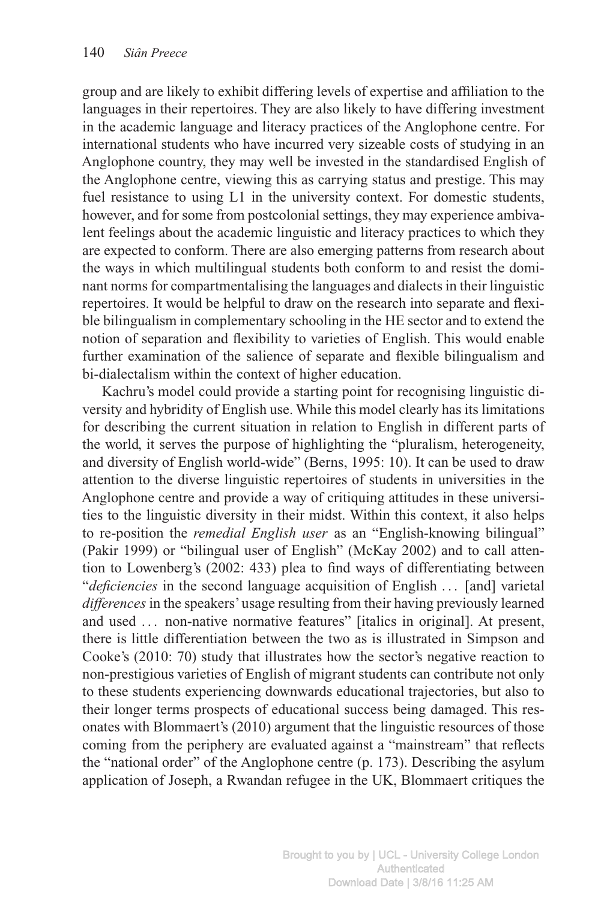group and are likely to exhibit differing levels of expertise and affiliation to the languages in their repertoires. They are also likely to have differing investment in the academic language and literacy practices of the Anglophone centre. For international students who have incurred very sizeable costs of studying in an Anglophone country, they may well be invested in the standardised English of the Anglophone centre, viewing this as carrying status and prestige. This may fuel resistance to using L1 in the university context. For domestic students, however, and for some from postcolonial settings, they may experience ambivalent feelings about the academic linguistic and literacy practices to which they are expected to conform. There are also emerging patterns from research about the ways in which multilingual students both conform to and resist the dominant norms for compartmentalising the languages and dialects in their linguistic repertoires. It would be helpful to draw on the research into separate and flexible bilingualism in complementary schooling in the HE sector and to extend the notion of separation and flexibility to varieties of English. This would enable further examination of the salience of separate and flexible bilingualism and bi-dialectalism within the context of higher education.

Kachru's model could provide a starting point for recognising linguistic diversity and hybridity of English use. While this model clearly has its limitations for describing the current situation in relation to English in different parts of the world, it serves the purpose of highlighting the "pluralism, heterogeneity, and diversity of English world-wide" (Berns, 1995: 10). It can be used to draw attention to the diverse linguistic repertoires of students in universities in the Anglophone centre and provide a way of critiquing attitudes in these universities to the linguistic diversity in their midst. Within this context, it also helps to re-position the *remedial English user* as an "English-knowing bilingual" (Pakir 1999) or "bilingual user of English" (McKay 2002) and to call attention to Lowenberg's (2002: 433) plea to find ways of differentiating between "*deficiencies* in the second language acquisition of English … [and] varietal *differences* in the speakers' usage resulting from their having previously learned and used … non-native normative features" [italics in original]. At present, there is little differentiation between the two as is illustrated in Simpson and Cooke's (2010: 70) study that illustrates how the sector's negative reaction to non-prestigious varieties of English of migrant students can contribute not only to these students experiencing downwards educational trajectories, but also to their longer terms prospects of educational success being damaged. This resonates with Blommaert's (2010) argument that the linguistic resources of those coming from the periphery are evaluated against a "mainstream" that reflects the "national order" of the Anglophone centre (p. 173). Describing the asylum application of Joseph, a Rwandan refugee in the UK, Blommaert critiques the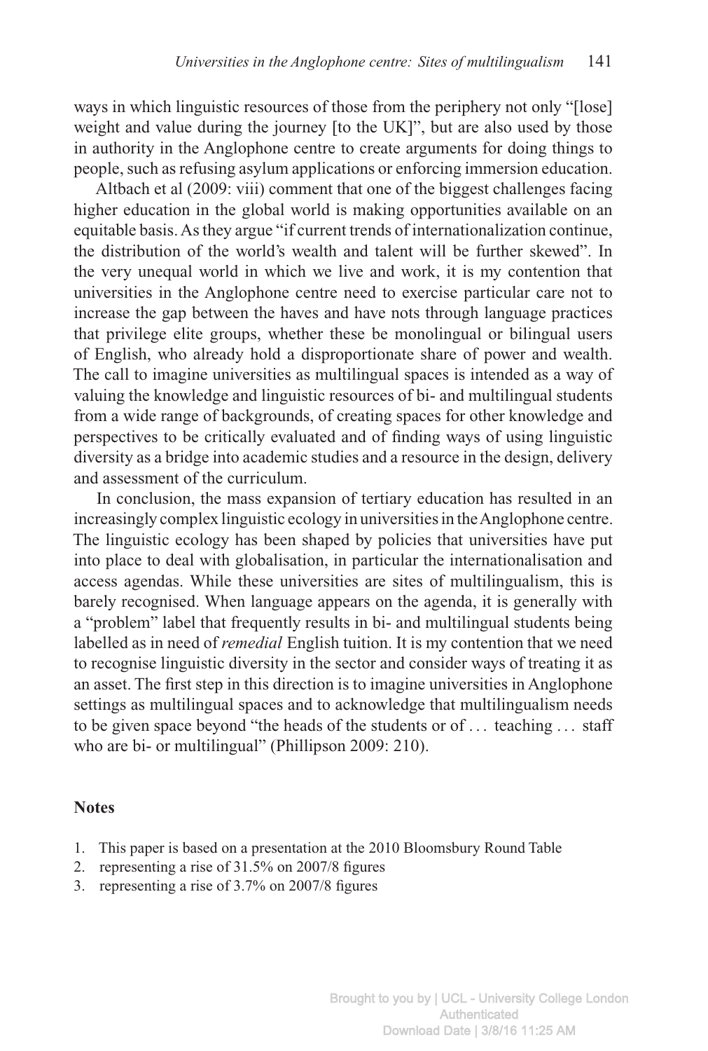ways in which linguistic resources of those from the periphery not only "[lose] weight and value during the journey [to the UK]", but are also used by those in authority in the Anglophone centre to create arguments for doing things to people, such as refusing asylum applications or enforcing immersion education.

Altbach et al (2009: viii) comment that one of the biggest challenges facing higher education in the global world is making opportunities available on an equitable basis. As they argue "if current trends of internationalization continue, the distribution of the world's wealth and talent will be further skewed". In the very unequal world in which we live and work, it is my contention that universities in the Anglophone centre need to exercise particular care not to increase the gap between the haves and have nots through language practices that privilege elite groups, whether these be monolingual or bilingual users of English, who already hold a disproportionate share of power and wealth. The call to imagine universities as multilingual spaces is intended as a way of valuing the knowledge and linguistic resources of bi- and multilingual students from a wide range of backgrounds, of creating spaces for other knowledge and perspectives to be critically evaluated and of finding ways of using linguistic diversity as a bridge into academic studies and a resource in the design, delivery and assessment of the curriculum.

In conclusion, the mass expansion of tertiary education has resulted in an increasingly complex linguistic ecology in universities in the Anglophone centre. The linguistic ecology has been shaped by policies that universities have put into place to deal with globalisation, in particular the internationalisation and access agendas. While these universities are sites of multilingualism, this is barely recognised. When language appears on the agenda, it is generally with a "problem" label that frequently results in bi- and multilingual students being labelled as in need of *remedial* English tuition. It is my contention that we need to recognise linguistic diversity in the sector and consider ways of treating it as an asset. The first step in this direction is to imagine universities in Anglophone settings as multilingual spaces and to acknowledge that multilingualism needs to be given space beyond "the heads of the students or of … teaching … staff who are bi- or multilingual" (Phillipson 2009: 210).

## Notes

1. This paper is based on a presentation at the 2010 Bloomsbury Round Table
2. representing a rise of 31.5% on 2007/8 figures
3. representing a rise of 3.7% on 2007/8 figures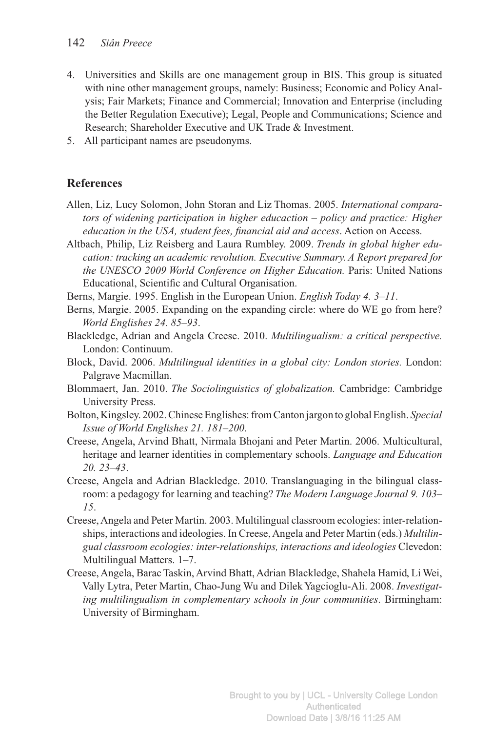4. Universities and Skills are one management group in BIS. This group is situated with nine other management groups, namely: Business; Economic and Policy Analysis; Fair Markets; Finance and Commercial; Innovation and Enterprise (including the Better Regulation Executive); Legal, People and Communications; Science and Research; Shareholder Executive and UK Trade & Investment.
5. All participant names are pseudonyms.

## References

Allen, Liz, Lucy Solomon, John Storan and Liz Thomas. 2005. *International comparators of widening participation in higher education – policy and practice: Higher education in the USA, student fees, financial aid and access*. Action on Access.

Altbach, Philip, Liz Reisberg and Laura Rumbley. 2009. *Trends in global higher education: tracking an academic revolution. Executive Summary. A Report prepared for the UNESCO 2009 World Conference on Higher Education.* Paris: United Nations Educational, Scientific and Cultural Organisation.

Berns, Margie. 1995. English in the European Union. *English Today 4. 3–11*.

Berns, Margie. 2005. Expanding on the expanding circle: where do WE go from here? *World Englishes 24. 85–93*.

Blackledge, Adrian and Angela Creese. 2010. *Multilingualism: a critical perspective.* London: Continuum.

Block, David. 2006. *Multilingual identities in a global city: London stories.* London: Palgrave Macmillan.

Blommaert, Jan. 2010. *The Sociolinguistics of globalization.* Cambridge: Cambridge University Press.

Bolton, Kingsley. 2002. Chinese Englishes: from Canton jargon to global English. *Special Issue of World Englishes 21. 181–200*.

Creese, Angela, Arvind Bhatt, Nirmala Bhojani and Peter Martin. 2006. Multicultural, heritage and learner identities in complementary schools. *Language and Education 20. 23–43*.

Creese, Angela and Adrian Blackledge. 2010. Translanguaging in the bilingual classroom: a pedagogy for learning and teaching? *The Modern Language Journal 9. 103–15*.

Creese, Angela and Peter Martin. 2003. Multilingual classroom ecologies: inter-relationships, interactions and ideologies. In Creese, Angela and Peter Martin (eds.) *Multilingual classroom ecologies: inter-relationships, interactions and ideologies* Clevedon: Multilingual Matters. 1–7.

Creese, Angela, Barac Taskin, Arvind Bhatt, Adrian Blackledge, Shahela Hamid, Li Wei, Vally Lytra, Peter Martin, Chao-Jung Wu and Dilek Yagcioglu-Ali. 2008. *Investigating multilingualism in complementary schools in four communities*. Birmingham: University of Birmingham.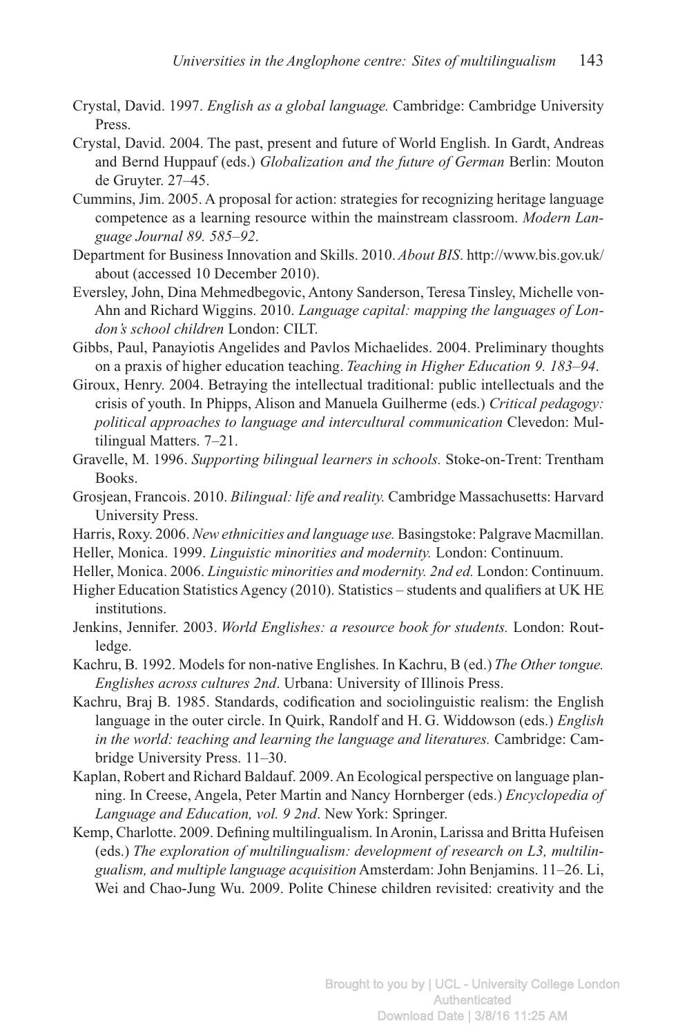Crystal, David. 1997. *English as a global language.* Cambridge: Cambridge University Press.

Crystal, David. 2004. The past, present and future of World English. In Gardt, Andreas and Bernd Huppauf (eds.) *Globalization and the future of German* Berlin: Mouton de Gruyter. 27–45.

Cummins, Jim. 2005. A proposal for action: strategies for recognizing heritage language competence as a learning resource within the mainstream classroom. *Modern Language Journal 89. 585–92*.

Department for Business Innovation and Skills. 2010. *About BIS*. http://www.bis.gov.uk/about (accessed 10 December 2010).

Eversley, John, Dina Mehmedbegovic, Antony Sanderson, Teresa Tinsley, Michelle von-Ahn and Richard Wiggins. 2010. *Language capital: mapping the languages of London's school children* London: CILT.

Gibbs, Paul, Panayiotis Angelides and Pavlos Michaelides. 2004. Preliminary thoughts on a praxis of higher education teaching. *Teaching in Higher Education 9. 183–94*.

Giroux, Henry. 2004. Betraying the intellectual traditional: public intellectuals and the crisis of youth. In Phipps, Alison and Manuela Guilherme (eds.) *Critical pedagogy: political approaches to language and intercultural communication* Clevedon: Multilingual Matters. 7–21.

Gravelle, M. 1996. *Supporting bilingual learners in schools.* Stoke-on-Trent: Trentham Books.

Grosjean, Francois. 2010. *Bilingual: life and reality.* Cambridge Massachusetts: Harvard University Press.

Harris, Roxy. 2006. *New ethnicities and language use.* Basingstoke: Palgrave Macmillan.

Heller, Monica. 1999. *Linguistic minorities and modernity.* London: Continuum.

Heller, Monica. 2006. *Linguistic minorities and modernity. 2nd ed.* London: Continuum.

Higher Education Statistics Agency (2010). Statistics – students and qualifiers at UK HE institutions.

Jenkins, Jennifer. 2003. *World Englishes: a resource book for students.* London: Routledge.

Kachru, B. 1992. Models for non-native Englishes. In Kachru, B (ed.) *The Other tongue. Englishes across cultures 2nd*. Urbana: University of Illinois Press.

Kachru, Braj B. 1985. Standards, codification and sociolinguistic realism: the English language in the outer circle. In Quirk, Randolf and H. G. Widdowson (eds.) *English in the world: teaching and learning the language and literatures.* Cambridge: Cambridge University Press. 11–30.

Kaplan, Robert and Richard Baldauf. 2009. An Ecological perspective on language planning. In Creese, Angela, Peter Martin and Nancy Hornberger (eds.) *Encyclopedia of Language and Education, vol. 9 2nd*. New York: Springer.

Kemp, Charlotte. 2009. Defining multilingualism. In Aronin, Larissa and Britta Hufeisen (eds.) *The exploration of multilingualism: development of research on L3, multilingualism, and multiple language acquisition* Amsterdam: John Benjamins. 11–26. Li, Wei and Chao-Jung Wu. 2009. Polite Chinese children revisited: creativity and the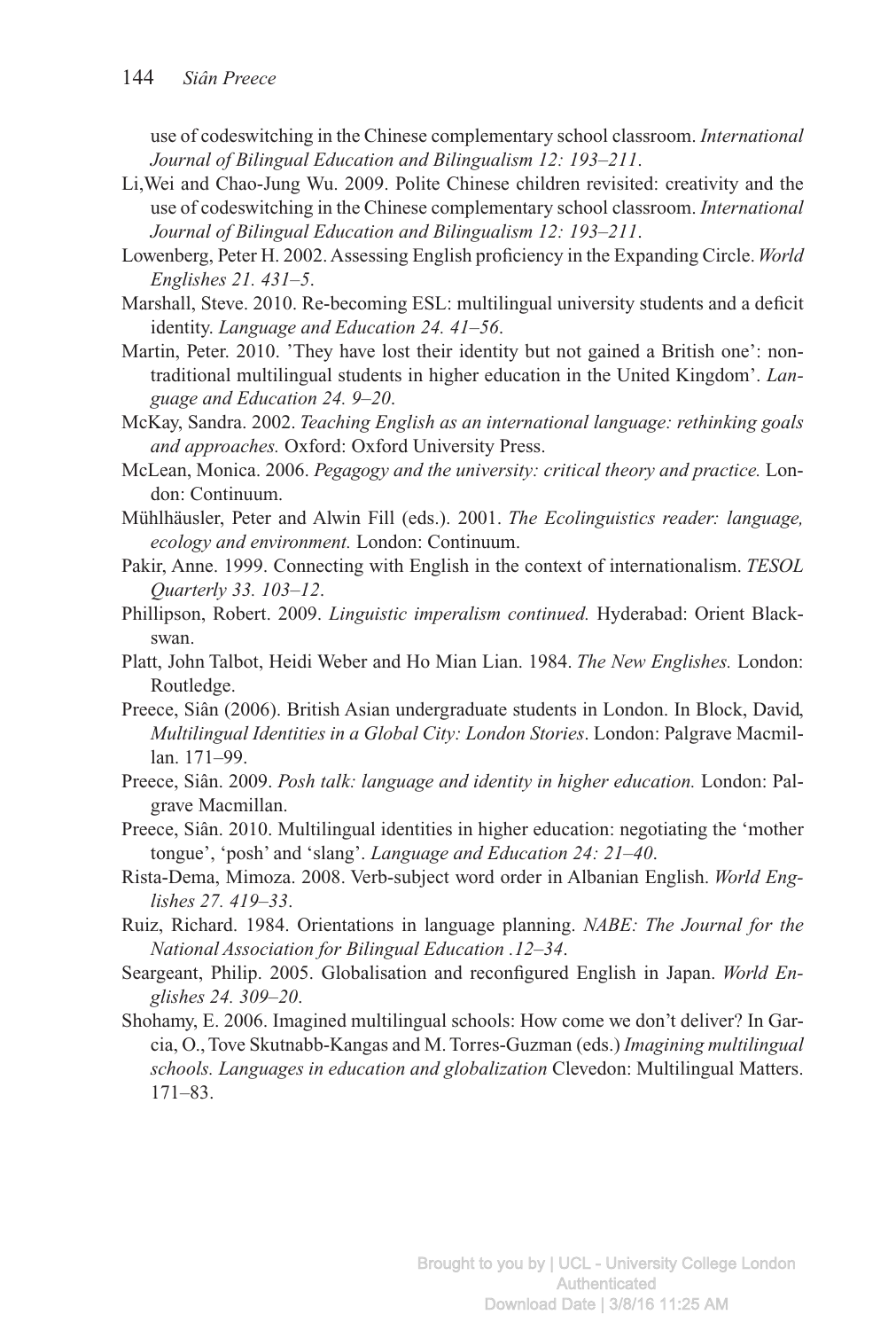use of codeswitching in the Chinese complementary school classroom. *International Journal of Bilingual Education and Bilingualism 12: 193–211*.

Li,Wei and Chao-Jung Wu. 2009. Polite Chinese children revisited: creativity and the use of codeswitching in the Chinese complementary school classroom. *International Journal of Bilingual Education and Bilingualism 12: 193–211*.

Lowenberg, Peter H. 2002. Assessing English proficiency in the Expanding Circle. *World Englishes 21. 431–5*.

Marshall, Steve. 2010. Re-becoming ESL: multilingual university students and a deficit identity. *Language and Education 24. 41–56*.

Martin, Peter. 2010. 'They have lost their identity but not gained a British one': non-traditional multilingual students in higher education in the United Kingdom'. *Language and Education 24. 9–20*.

McKay, Sandra. 2002. *Teaching English as an international language: rethinking goals and approaches.* Oxford: Oxford University Press.

McLean, Monica. 2006. *Pegagogy and the university: critical theory and practice.* London: Continuum.

Mühlhäusler, Peter and Alwin Fill (eds.). 2001. *The Ecolinguistics reader: language, ecology and environment.* London: Continuum.

Pakir, Anne. 1999. Connecting with English in the context of internationalism. *TESOL Quarterly 33. 103–12*.

Phillipson, Robert. 2009. *Linguistic imperalism continued.* Hyderabad: Orient Blackswan.

Platt, John Talbot, Heidi Weber and Ho Mian Lian. 1984. *The New Englishes.* London: Routledge.

Preece, Siân (2006). British Asian undergraduate students in London. In Block, David, *Multilingual Identities in a Global City: London Stories*. London: Palgrave Macmillan. 171–99.

Preece, Siân. 2009. *Posh talk: language and identity in higher education.* London: Palgrave Macmillan.

Preece, Siân. 2010. Multilingual identities in higher education: negotiating the 'mother tongue', 'posh' and 'slang'. *Language and Education 24: 21–40*.

Rista-Dema, Mimoza. 2008. Verb-subject word order in Albanian English. *World Englishes 27. 419–33*.

Ruiz, Richard. 1984. Orientations in language planning. *NABE: The Journal for the National Association for Bilingual Education .12–34*.

Seargeant, Philip. 2005. Globalisation and reconfigured English in Japan. *World Englishes 24. 309–20*.

Shohamy, E. 2006. Imagined multilingual schools: How come we don't deliver? In Garcia, O., Tove Skutnabb-Kangas and M. Torres-Guzman (eds.) *Imagining multilingual schools. Languages in education and globalization* Clevedon: Multilingual Matters. 171–83.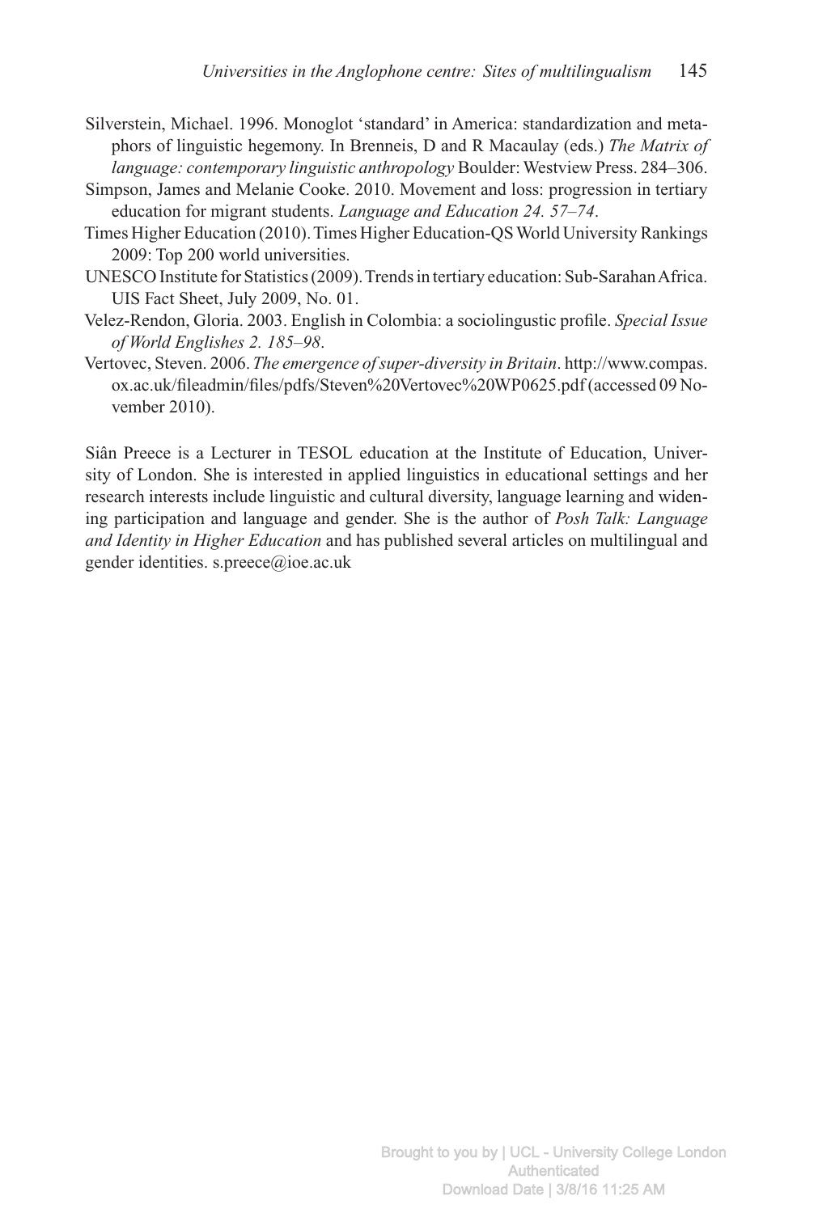Silverstein, Michael. 1996. Monoglot 'standard' in America: standardization and metaphors of linguistic hegemony. In Brenneis, D and R Macaulay (eds.) *The Matrix of language: contemporary linguistic anthropology* Boulder: Westview Press. 284–306.

Simpson, James and Melanie Cooke. 2010. Movement and loss: progression in tertiary education for migrant students. *Language and Education 24. 57–74*.

Times Higher Education (2010). Times Higher Education-QS World University Rankings 2009: Top 200 world universities.

UNESCO Institute for Statistics (2009). Trends in tertiary education: Sub-Sarahan Africa. UIS Fact Sheet, July 2009, No. 01.

Velez-Rendon, Gloria. 2003. English in Colombia: a sociolingustic profile. *Special Issue of World Englishes 2. 185–98*.

Vertovec, Steven. 2006. *The emergence of super-diversity in Britain*. http://www.compas.ox.ac.uk/fileadmin/files/pdfs/Steven%20Vertovec%20WP0625.pdf (accessed 09 November 2010).

Siân Preece is a Lecturer in TESOL education at the Institute of Education, University of London. She is interested in applied linguistics in educational settings and her research interests include linguistic and cultural diversity, language learning and widening participation and language and gender. She is the author of *Posh Talk: Language and Identity in Higher Education* and has published several articles on multilingual and gender identities. s.preece@ioe.ac.uk